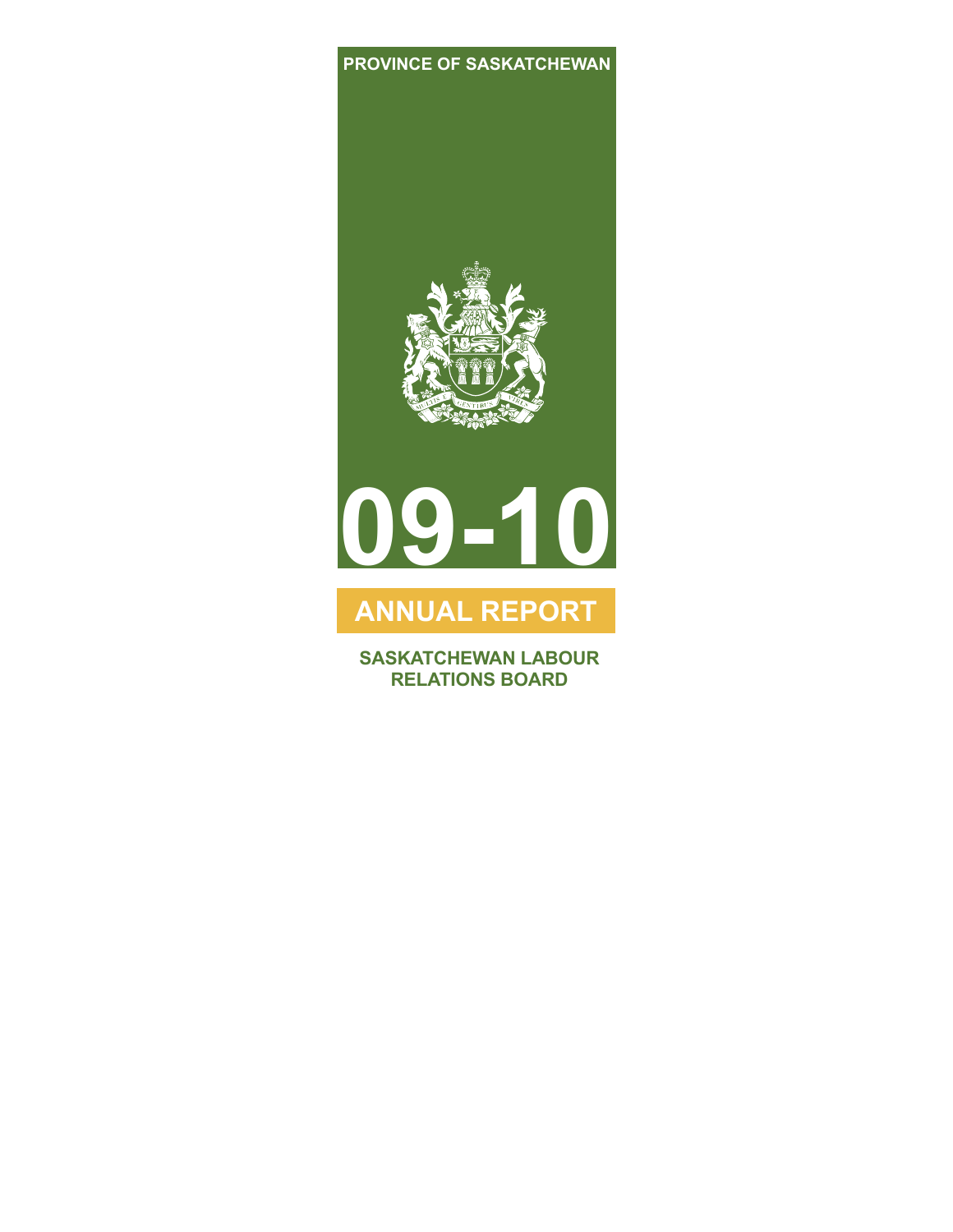PROVINCE OF SASKATCHEWAN

# 09-10

## ANNUAL REPORT

**SASKATCHEWAN LABOUR RELATIONS BOARD**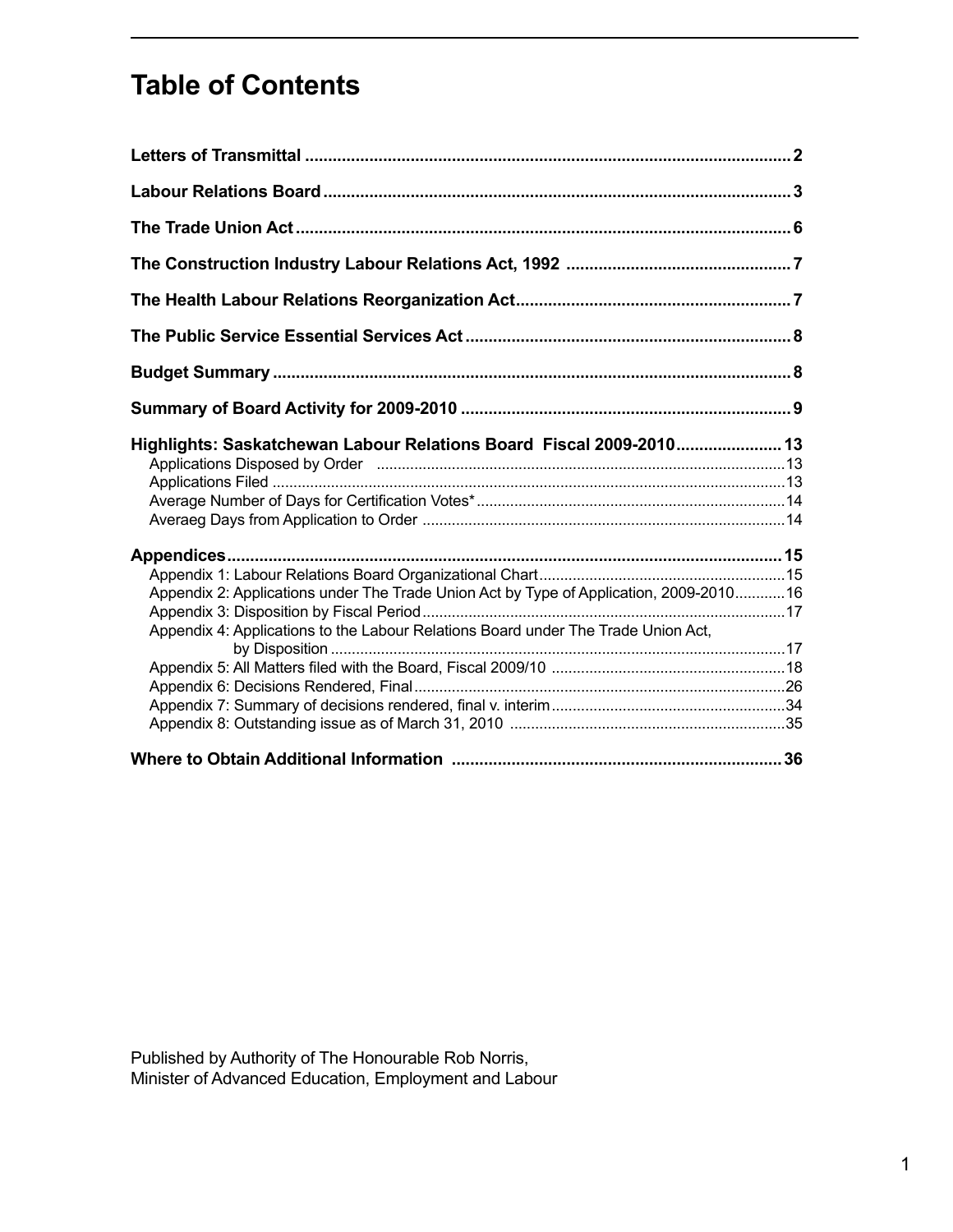# Table of Contents

**Letters of Transmittal** .......................................................................................................... **2**

**Labour Relations Board** ...................................................................................................... **3**

**The Trade Union Act** ........................................................................................................... **6**

**The Construction Industry Labour Relations Act, 1992** ................................................ **7**

**The Health Labour Relations Reorganization Act** ........................................................... **7**

**The Public Service Essential Services Act** ...................................................................... **8**

**Budget Summary** ................................................................................................................. **8**

**Summary of Board Activity for 2009-2010** ........................................................................ **9**

**Highlights: Saskatchewan Labour Relations Board Fiscal 2009-2010** ....................... **13**

- Applications Disposed by Order ................................................................................. 13
- Applications Filed ......................................................................................................... 13
- Average Number of Days for Certification Votes* ......................................................... 14
- Averaeg Days from Application to Order ...................................................................... 14

**Appendices** ........................................................................................................................ **15**

- Appendix 1: Labour Relations Board Organizational Chart .......................................... 15
- Appendix 2: Applications under The Trade Union Act by Type of Application, 2009-2010 ............ 16
- Appendix 3: Disposition by Fiscal Period ...................................................................... 17
- Appendix 4: Applications to the Labour Relations Board under The Trade Union Act, by Disposition ............................................................................................................ 17
- Appendix 5: All Matters filed with the Board, Fiscal 2009/10 ....................................... 18
- Appendix 6: Decisions Rendered, Final ........................................................................ 26
- Appendix 7: Summary of decisions rendered, final v. interim ........................................ 34
- Appendix 8: Outstanding issue as of March 31, 2010 ................................................. 35

**Where to Obtain Additional Information** ....................................................................... **36**

Published by Authority of The Honourable Rob Norris,
Minister of Advanced Education, Employment and Labour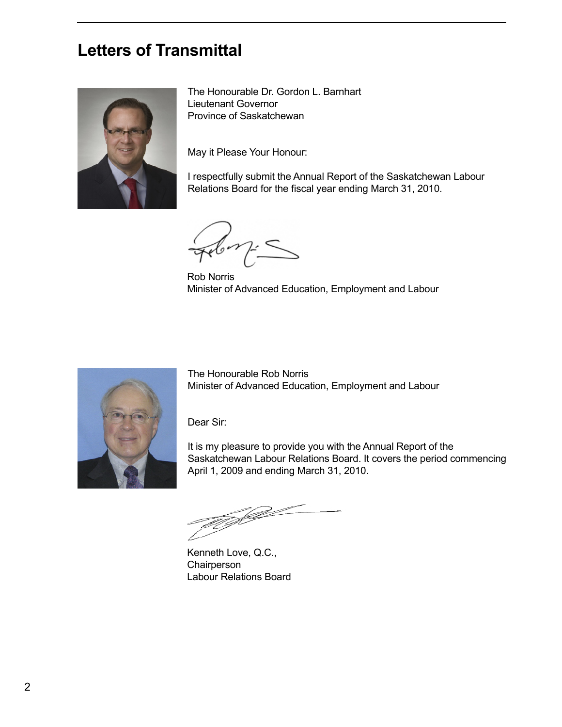# Letters of Transmittal

The Honourable Dr. Gordon L. Barnhart
Lieutenant Governor
Province of Saskatchewan

May it Please Your Honour:

I respectfully submit the Annual Report of the Saskatchewan Labour Relations Board for the fiscal year ending March 31, 2010.

Rob Norris
Minister of Advanced Education, Employment and Labour

The Honourable Rob Norris
Minister of Advanced Education, Employment and Labour

Dear Sir:

It is my pleasure to provide you with the Annual Report of the Saskatchewan Labour Relations Board. It covers the period commencing April 1, 2009 and ending March 31, 2010.

Kenneth Love, Q.C.,
Chairperson
Labour Relations Board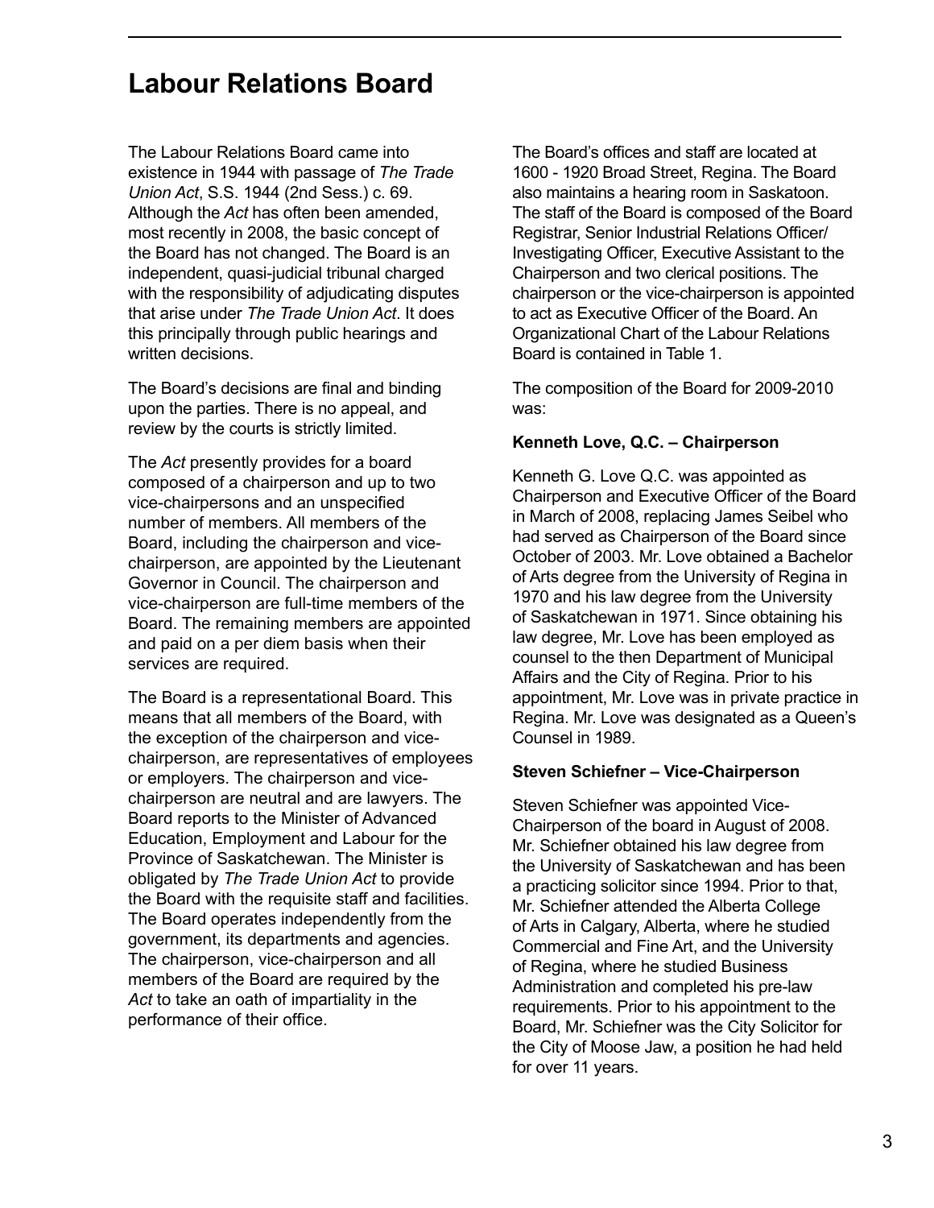# Labour Relations Board

The Labour Relations Board came into existence in 1944 with passage of *The Trade Union Act*, S.S. 1944 (2nd Sess.) c. 69. Although the *Act* has often been amended, most recently in 2008, the basic concept of the Board has not changed. The Board is an independent, quasi-judicial tribunal charged with the responsibility of adjudicating disputes that arise under *The Trade Union Act*. It does this principally through public hearings and written decisions.

The Board's decisions are final and binding upon the parties. There is no appeal, and review by the courts is strictly limited.

The *Act* presently provides for a board composed of a chairperson and up to two vice-chairpersons and an unspecified number of members. All members of the Board, including the chairperson and vice-chairperson, are appointed by the Lieutenant Governor in Council. The chairperson and vice-chairperson are full-time members of the Board. The remaining members are appointed and paid on a per diem basis when their services are required.

The Board is a representational Board. This means that all members of the Board, with the exception of the chairperson and vice-chairperson, are representatives of employees or employers. The chairperson and vice-chairperson are neutral and are lawyers. The Board reports to the Minister of Advanced Education, Employment and Labour for the Province of Saskatchewan. The Minister is obligated by *The Trade Union Act* to provide the Board with the requisite staff and facilities. The Board operates independently from the government, its departments and agencies. The chairperson, vice-chairperson and all members of the Board are required by the *Act* to take an oath of impartiality in the performance of their office.

The Board's offices and staff are located at 1600 - 1920 Broad Street, Regina. The Board also maintains a hearing room in Saskatoon. The staff of the Board is composed of the Board Registrar, Senior Industrial Relations Officer/ Investigating Officer, Executive Assistant to the Chairperson and two clerical positions. The chairperson or the vice-chairperson is appointed to act as Executive Officer of the Board. An Organizational Chart of the Labour Relations Board is contained in Table 1.

The composition of the Board for 2009-2010 was:

**Kenneth Love, Q.C. – Chairperson**

Kenneth G. Love Q.C. was appointed as Chairperson and Executive Officer of the Board in March of 2008, replacing James Seibel who had served as Chairperson of the Board since October of 2003. Mr. Love obtained a Bachelor of Arts degree from the University of Regina in 1970 and his law degree from the University of Saskatchewan in 1971. Since obtaining his law degree, Mr. Love has been employed as counsel to the then Department of Municipal Affairs and the City of Regina. Prior to his appointment, Mr. Love was in private practice in Regina. Mr. Love was designated as a Queen's Counsel in 1989.

**Steven Schiefner – Vice-Chairperson**

Steven Schiefner was appointed Vice-Chairperson of the board in August of 2008. Mr. Schiefner obtained his law degree from the University of Saskatchewan and has been a practicing solicitor since 1994. Prior to that, Mr. Schiefner attended the Alberta College of Arts in Calgary, Alberta, where he studied Commercial and Fine Art, and the University of Regina, where he studied Business Administration and completed his pre-law requirements. Prior to his appointment to the Board, Mr. Schiefner was the City Solicitor for the City of Moose Jaw, a position he had held for over 11 years.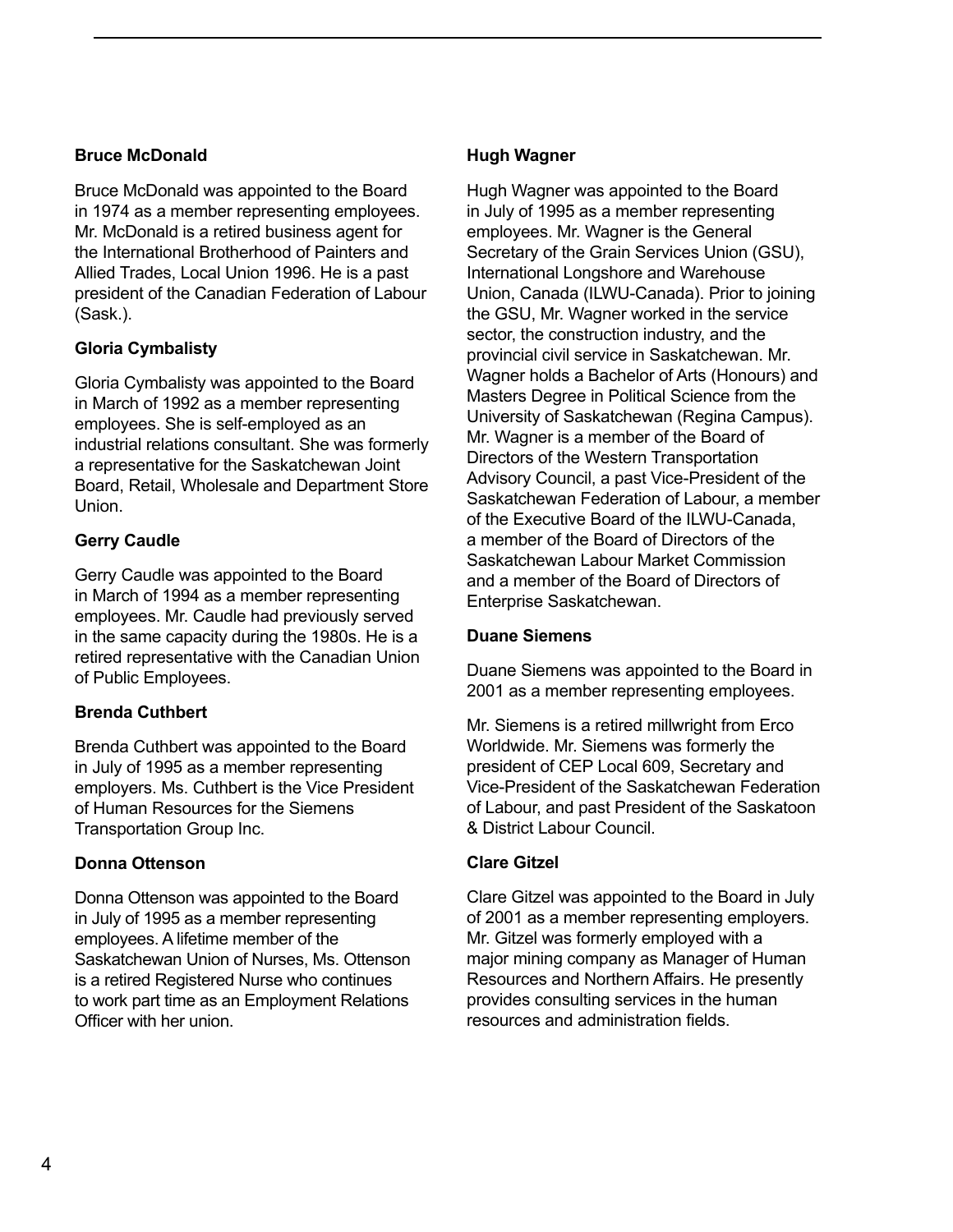**Bruce McDonald**

Bruce McDonald was appointed to the Board in 1974 as a member representing employees. Mr. McDonald is a retired business agent for the International Brotherhood of Painters and Allied Trades, Local Union 1996. He is a past president of the Canadian Federation of Labour (Sask.).

**Gloria Cymbalisty**

Gloria Cymbalisty was appointed to the Board in March of 1992 as a member representing employees. She is self-employed as an industrial relations consultant. She was formerly a representative for the Saskatchewan Joint Board, Retail, Wholesale and Department Store Union.

**Gerry Caudle**

Gerry Caudle was appointed to the Board in March of 1994 as a member representing employees. Mr. Caudle had previously served in the same capacity during the 1980s. He is a retired representative with the Canadian Union of Public Employees.

**Brenda Cuthbert**

Brenda Cuthbert was appointed to the Board in July of 1995 as a member representing employers. Ms. Cuthbert is the Vice President of Human Resources for the Siemens Transportation Group Inc.

**Donna Ottenson**

Donna Ottenson was appointed to the Board in July of 1995 as a member representing employees. A lifetime member of the Saskatchewan Union of Nurses, Ms. Ottenson is a retired Registered Nurse who continues to work part time as an Employment Relations Officer with her union.

**Hugh Wagner**

Hugh Wagner was appointed to the Board in July of 1995 as a member representing employees. Mr. Wagner is the General Secretary of the Grain Services Union (GSU), International Longshore and Warehouse Union, Canada (ILWU-Canada). Prior to joining the GSU, Mr. Wagner worked in the service sector, the construction industry, and the provincial civil service in Saskatchewan. Mr. Wagner holds a Bachelor of Arts (Honours) and Masters Degree in Political Science from the University of Saskatchewan (Regina Campus). Mr. Wagner is a member of the Board of Directors of the Western Transportation Advisory Council, a past Vice-President of the Saskatchewan Federation of Labour, a member of the Executive Board of the ILWU-Canada, a member of the Board of Directors of the Saskatchewan Labour Market Commission and a member of the Board of Directors of Enterprise Saskatchewan.

**Duane Siemens**

Duane Siemens was appointed to the Board in 2001 as a member representing employees.

Mr. Siemens is a retired millwright from Erco Worldwide. Mr. Siemens was formerly the president of CEP Local 609, Secretary and Vice-President of the Saskatchewan Federation of Labour, and past President of the Saskatoon & District Labour Council.

**Clare Gitzel**

Clare Gitzel was appointed to the Board in July of 2001 as a member representing employers. Mr. Gitzel was formerly employed with a major mining company as Manager of Human Resources and Northern Affairs. He presently provides consulting services in the human resources and administration fields.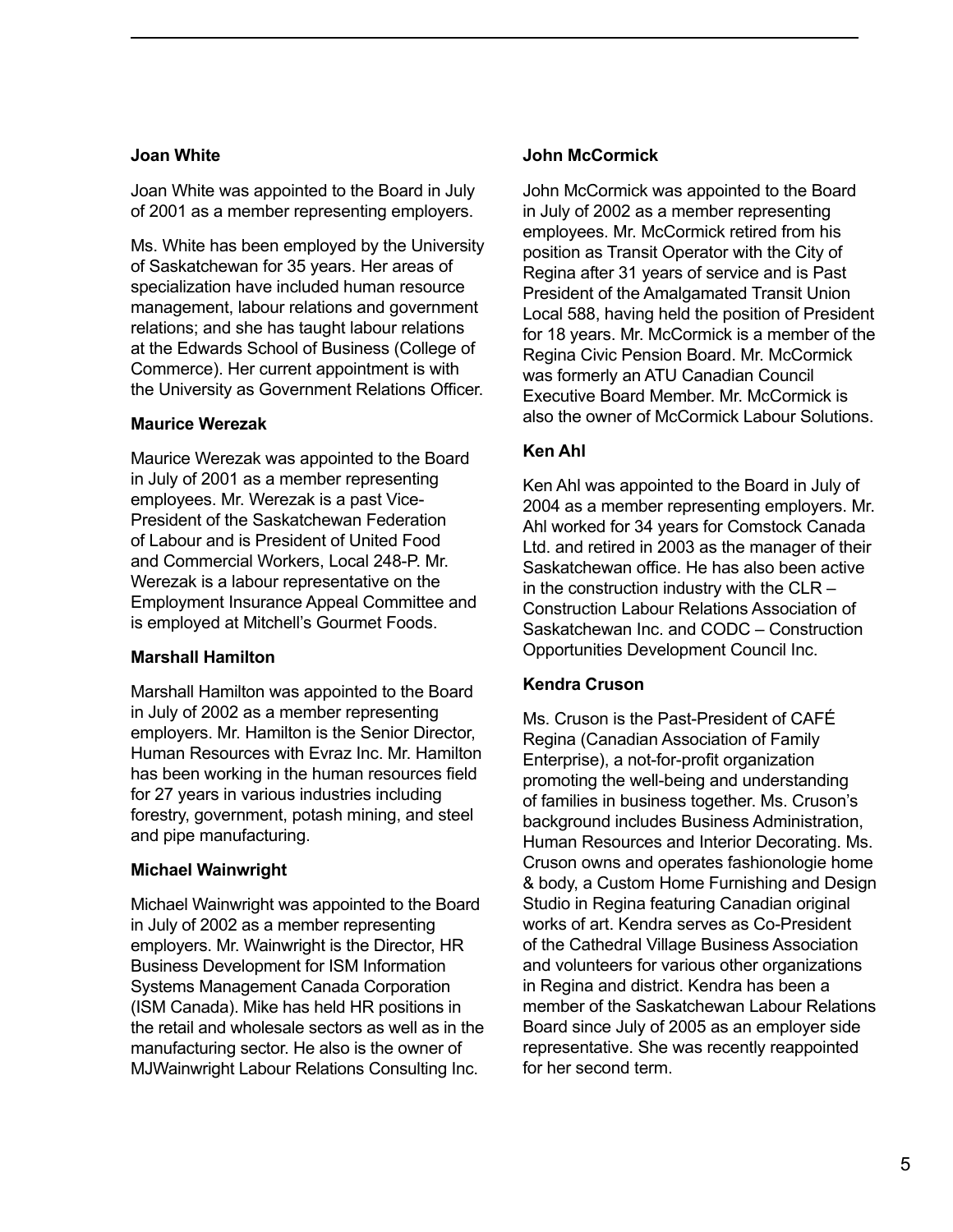### Joan White

Joan White was appointed to the Board in July of 2001 as a member representing employers.

Ms. White has been employed by the University of Saskatchewan for 35 years. Her areas of specialization have included human resource management, labour relations and government relations; and she has taught labour relations at the Edwards School of Business (College of Commerce). Her current appointment is with the University as Government Relations Officer.

### Maurice Werezak

Maurice Werezak was appointed to the Board in July of 2001 as a member representing employees. Mr. Werezak is a past Vice-President of the Saskatchewan Federation of Labour and is President of United Food and Commercial Workers, Local 248-P. Mr. Werezak is a labour representative on the Employment Insurance Appeal Committee and is employed at Mitchell's Gourmet Foods.

### Marshall Hamilton

Marshall Hamilton was appointed to the Board in July of 2002 as a member representing employers. Mr. Hamilton is the Senior Director, Human Resources with Evraz Inc. Mr. Hamilton has been working in the human resources field for 27 years in various industries including forestry, government, potash mining, and steel and pipe manufacturing.

### Michael Wainwright

Michael Wainwright was appointed to the Board in July of 2002 as a member representing employers. Mr. Wainwright is the Director, HR Business Development for ISM Information Systems Management Canada Corporation (ISM Canada). Mike has held HR positions in the retail and wholesale sectors as well as in the manufacturing sector. He also is the owner of MJWainwright Labour Relations Consulting Inc.

### John McCormick

John McCormick was appointed to the Board in July of 2002 as a member representing employees. Mr. McCormick retired from his position as Transit Operator with the City of Regina after 31 years of service and is Past President of the Amalgamated Transit Union Local 588, having held the position of President for 18 years. Mr. McCormick is a member of the Regina Civic Pension Board. Mr. McCormick was formerly an ATU Canadian Council Executive Board Member. Mr. McCormick is also the owner of McCormick Labour Solutions.

### Ken Ahl

Ken Ahl was appointed to the Board in July of 2004 as a member representing employers. Mr. Ahl worked for 34 years for Comstock Canada Ltd. and retired in 2003 as the manager of their Saskatchewan office. He has also been active in the construction industry with the CLR – Construction Labour Relations Association of Saskatchewan Inc. and CODC – Construction Opportunities Development Council Inc.

### Kendra Cruson

Ms. Cruson is the Past-President of CAFÉ Regina (Canadian Association of Family Enterprise), a not-for-profit organization promoting the well-being and understanding of families in business together. Ms. Cruson's background includes Business Administration, Human Resources and Interior Decorating. Ms. Cruson owns and operates fashionologie home & body, a Custom Home Furnishing and Design Studio in Regina featuring Canadian original works of art. Kendra serves as Co-President of the Cathedral Village Business Association and volunteers for various other organizations in Regina and district. Kendra has been a member of the Saskatchewan Labour Relations Board since July of 2005 as an employer side representative. She was recently reappointed for her second term.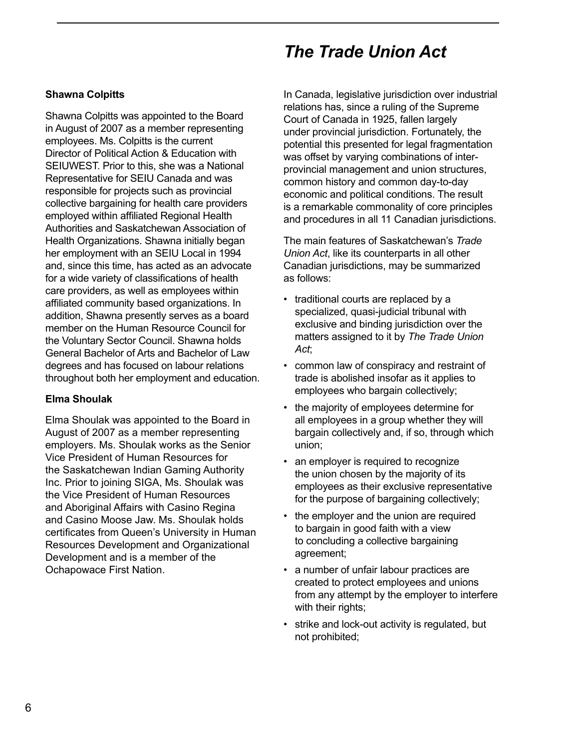**Shawna Colpitts**

Shawna Colpitts was appointed to the Board in August of 2007 as a member representing employees. Ms. Colpitts is the current Director of Political Action & Education with SEIUWEST. Prior to this, she was a National Representative for SEIU Canada and was responsible for projects such as provincial collective bargaining for health care providers employed within affiliated Regional Health Authorities and Saskatchewan Association of Health Organizations. Shawna initially began her employment with an SEIU Local in 1994 and, since this time, has acted as an advocate for a wide variety of classifications of health care providers, as well as employees within affiliated community based organizations. In addition, Shawna presently serves as a board member on the Human Resource Council for the Voluntary Sector Council. Shawna holds General Bachelor of Arts and Bachelor of Law degrees and has focused on labour relations throughout both her employment and education.

**Elma Shoulak**

Elma Shoulak was appointed to the Board in August of 2007 as a member representing employers. Ms. Shoulak works as the Senior Vice President of Human Resources for the Saskatchewan Indian Gaming Authority Inc. Prior to joining SIGA, Ms. Shoulak was the Vice President of Human Resources and Aboriginal Affairs with Casino Regina and Casino Moose Jaw. Ms. Shoulak holds certificates from Queen's University in Human Resources Development and Organizational Development and is a member of the Ochapowace First Nation.

# *The Trade Union Act*

In Canada, legislative jurisdiction over industrial relations has, since a ruling of the Supreme Court of Canada in 1925, fallen largely under provincial jurisdiction. Fortunately, the potential this presented for legal fragmentation was offset by varying combinations of inter-provincial management and union structures, common history and common day-to-day economic and political conditions. The result is a remarkable commonality of core principles and procedures in all 11 Canadian jurisdictions.

The main features of Saskatchewan's *Trade Union Act*, like its counterparts in all other Canadian jurisdictions, may be summarized as follows:

- traditional courts are replaced by a specialized, quasi-judicial tribunal with exclusive and binding jurisdiction over the matters assigned to it by *The Trade Union Act*;
- common law of conspiracy and restraint of trade is abolished insofar as it applies to employees who bargain collectively;
- the majority of employees determine for all employees in a group whether they will bargain collectively and, if so, through which union;
- an employer is required to recognize the union chosen by the majority of its employees as their exclusive representative for the purpose of bargaining collectively;
- the employer and the union are required to bargain in good faith with a view to concluding a collective bargaining agreement;
- a number of unfair labour practices are created to protect employees and unions from any attempt by the employer to interfere with their rights;
- strike and lock-out activity is regulated, but not prohibited;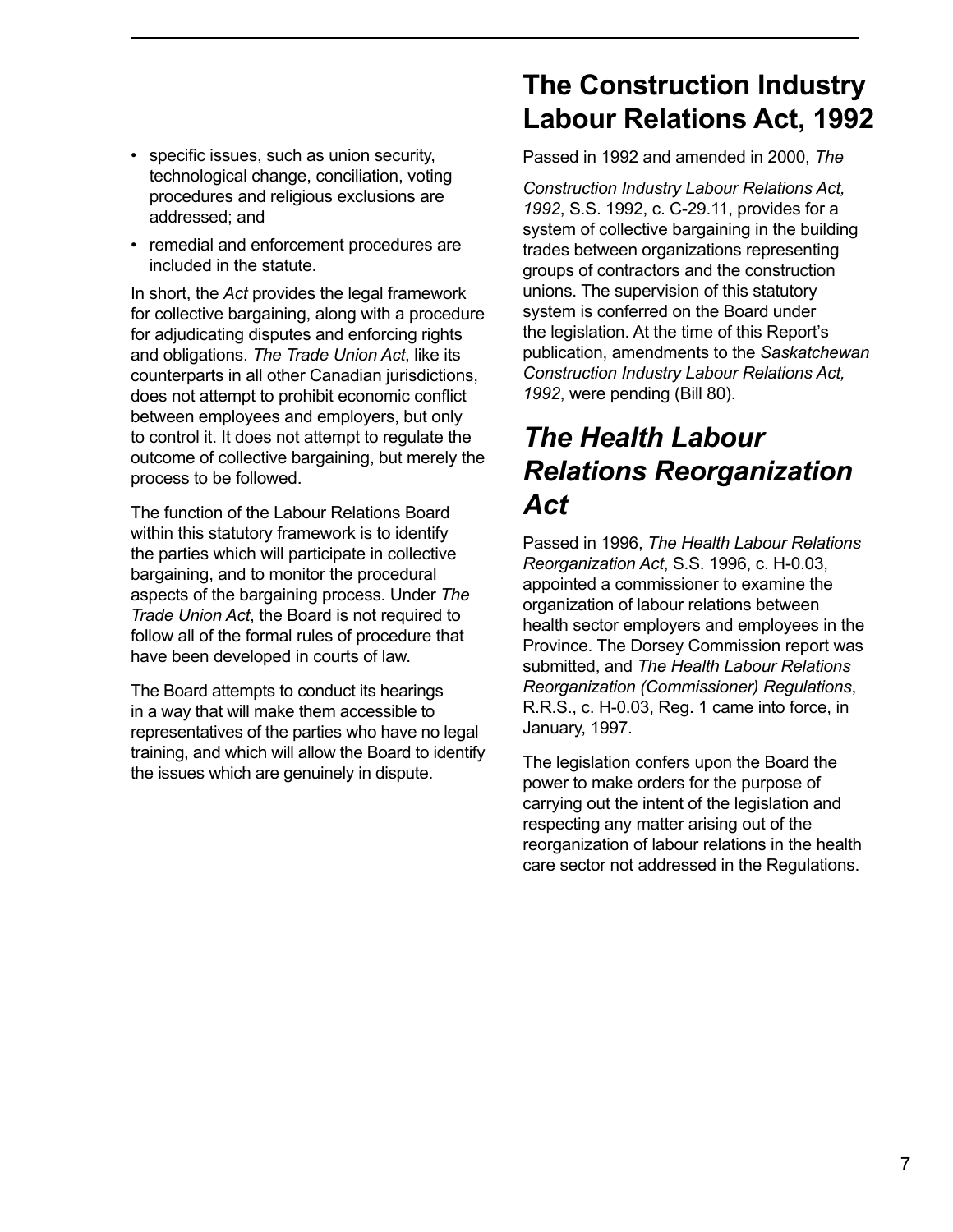- specific issues, such as union security, technological change, conciliation, voting procedures and religious exclusions are addressed; and
- remedial and enforcement procedures are included in the statute.

In short, the *Act* provides the legal framework for collective bargaining, along with a procedure for adjudicating disputes and enforcing rights and obligations. *The Trade Union Act*, like its counterparts in all other Canadian jurisdictions, does not attempt to prohibit economic conflict between employees and employers, but only to control it. It does not attempt to regulate the outcome of collective bargaining, but merely the process to be followed.

The function of the Labour Relations Board within this statutory framework is to identify the parties which will participate in collective bargaining, and to monitor the procedural aspects of the bargaining process. Under *The Trade Union Act*, the Board is not required to follow all of the formal rules of procedure that have been developed in courts of law.

The Board attempts to conduct its hearings in a way that will make them accessible to representatives of the parties who have no legal training, and which will allow the Board to identify the issues which are genuinely in dispute.

## The Construction Industry Labour Relations Act, 1992

Passed in 1992 and amended in 2000, *The Construction Industry Labour Relations Act, 1992*, S.S. 1992, c. C-29.11, provides for a system of collective bargaining in the building trades between organizations representing groups of contractors and the construction unions. The supervision of this statutory system is conferred on the Board under the legislation. At the time of this Report's publication, amendments to the *Saskatchewan Construction Industry Labour Relations Act, 1992*, were pending (Bill 80).

## *The Health Labour Relations Reorganization Act*

Passed in 1996, *The Health Labour Relations Reorganization Act*, S.S. 1996, c. H-0.03, appointed a commissioner to examine the organization of labour relations between health sector employers and employees in the Province. The Dorsey Commission report was submitted, and *The Health Labour Relations Reorganization (Commissioner) Regulations*, R.R.S., c. H-0.03, Reg. 1 came into force, in January, 1997.

The legislation confers upon the Board the power to make orders for the purpose of carrying out the intent of the legislation and respecting any matter arising out of the reorganization of labour relations in the health care sector not addressed in the Regulations.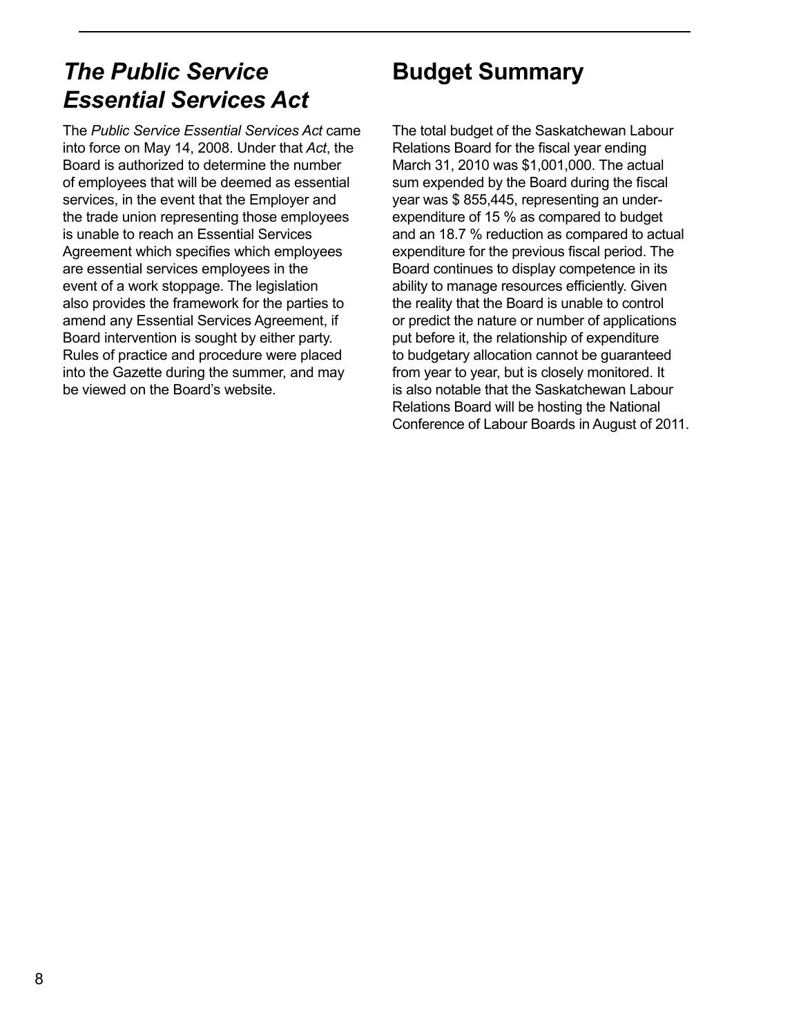# *The Public Service Essential Services Act*

The *Public Service Essential Services Act* came into force on May 14, 2008. Under that *Act*, the Board is authorized to determine the number of employees that will be deemed as essential services, in the event that the Employer and the trade union representing those employees is unable to reach an Essential Services Agreement which specifies which employees are essential services employees in the event of a work stoppage. The legislation also provides the framework for the parties to amend any Essential Services Agreement, if Board intervention is sought by either party. Rules of practice and procedure were placed into the Gazette during the summer, and may be viewed on the Board's website.

# Budget Summary

The total budget of the Saskatchewan Labour Relations Board for the fiscal year ending March 31, 2010 was $1,001,000. The actual sum expended by the Board during the fiscal year was $ 855,445, representing an under-expenditure of 15 % as compared to budget and an 18.7 % reduction as compared to actual expenditure for the previous fiscal period. The Board continues to display competence in its ability to manage resources efficiently. Given the reality that the Board is unable to control or predict the nature or number of applications put before it, the relationship of expenditure to budgetary allocation cannot be guaranteed from year to year, but is closely monitored. It is also notable that the Saskatchewan Labour Relations Board will be hosting the National Conference of Labour Boards in August of 2011.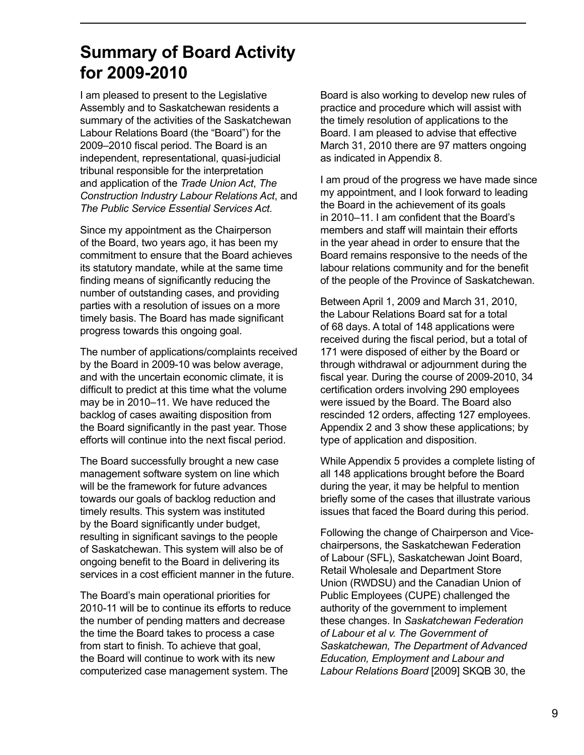# Summary of Board Activity for 2009-2010

I am pleased to present to the Legislative Assembly and to Saskatchewan residents a summary of the activities of the Saskatchewan Labour Relations Board (the "Board") for the 2009–2010 fiscal period. The Board is an independent, representational, quasi-judicial tribunal responsible for the interpretation and application of the *Trade Union Act*, *The Construction Industry Labour Relations Act*, and *The Public Service Essential Services Act.*

Since my appointment as the Chairperson of the Board, two years ago, it has been my commitment to ensure that the Board achieves its statutory mandate, while at the same time finding means of significantly reducing the number of outstanding cases, and providing parties with a resolution of issues on a more timely basis. The Board has made significant progress towards this ongoing goal.

The number of applications/complaints received by the Board in 2009-10 was below average, and with the uncertain economic climate, it is difficult to predict at this time what the volume may be in 2010–11. We have reduced the backlog of cases awaiting disposition from the Board significantly in the past year. Those efforts will continue into the next fiscal period.

The Board successfully brought a new case management software system on line which will be the framework for future advances towards our goals of backlog reduction and timely results. This system was instituted by the Board significantly under budget, resulting in significant savings to the people of Saskatchewan. This system will also be of ongoing benefit to the Board in delivering its services in a cost efficient manner in the future.

The Board's main operational priorities for 2010-11 will be to continue its efforts to reduce the number of pending matters and decrease the time the Board takes to process a case from start to finish. To achieve that goal, the Board will continue to work with its new computerized case management system. The Board is also working to develop new rules of practice and procedure which will assist with the timely resolution of applications to the Board. I am pleased to advise that effective March 31, 2010 there are 97 matters ongoing as indicated in Appendix 8.

I am proud of the progress we have made since my appointment, and I look forward to leading the Board in the achievement of its goals in 2010–11. I am confident that the Board's members and staff will maintain their efforts in the year ahead in order to ensure that the Board remains responsive to the needs of the labour relations community and for the benefit of the people of the Province of Saskatchewan.

Between April 1, 2009 and March 31, 2010, the Labour Relations Board sat for a total of 68 days. A total of 148 applications were received during the fiscal period, but a total of 171 were disposed of either by the Board or through withdrawal or adjournment during the fiscal year. During the course of 2009-2010, 34 certification orders involving 290 employees were issued by the Board. The Board also rescinded 12 orders, affecting 127 employees. Appendix 2 and 3 show these applications; by type of application and disposition.

While Appendix 5 provides a complete listing of all 148 applications brought before the Board during the year, it may be helpful to mention briefly some of the cases that illustrate various issues that faced the Board during this period.

Following the change of Chairperson and Vice-chairpersons, the Saskatchewan Federation of Labour (SFL), Saskatchewan Joint Board, Retail Wholesale and Department Store Union (RWDSU) and the Canadian Union of Public Employees (CUPE) challenged the authority of the government to implement these changes. In *Saskatchewan Federation of Labour et al v. The Government of Saskatchewan, The Department of Advanced Education, Employment and Labour and Labour Relations Board* [2009] SKQB 30, the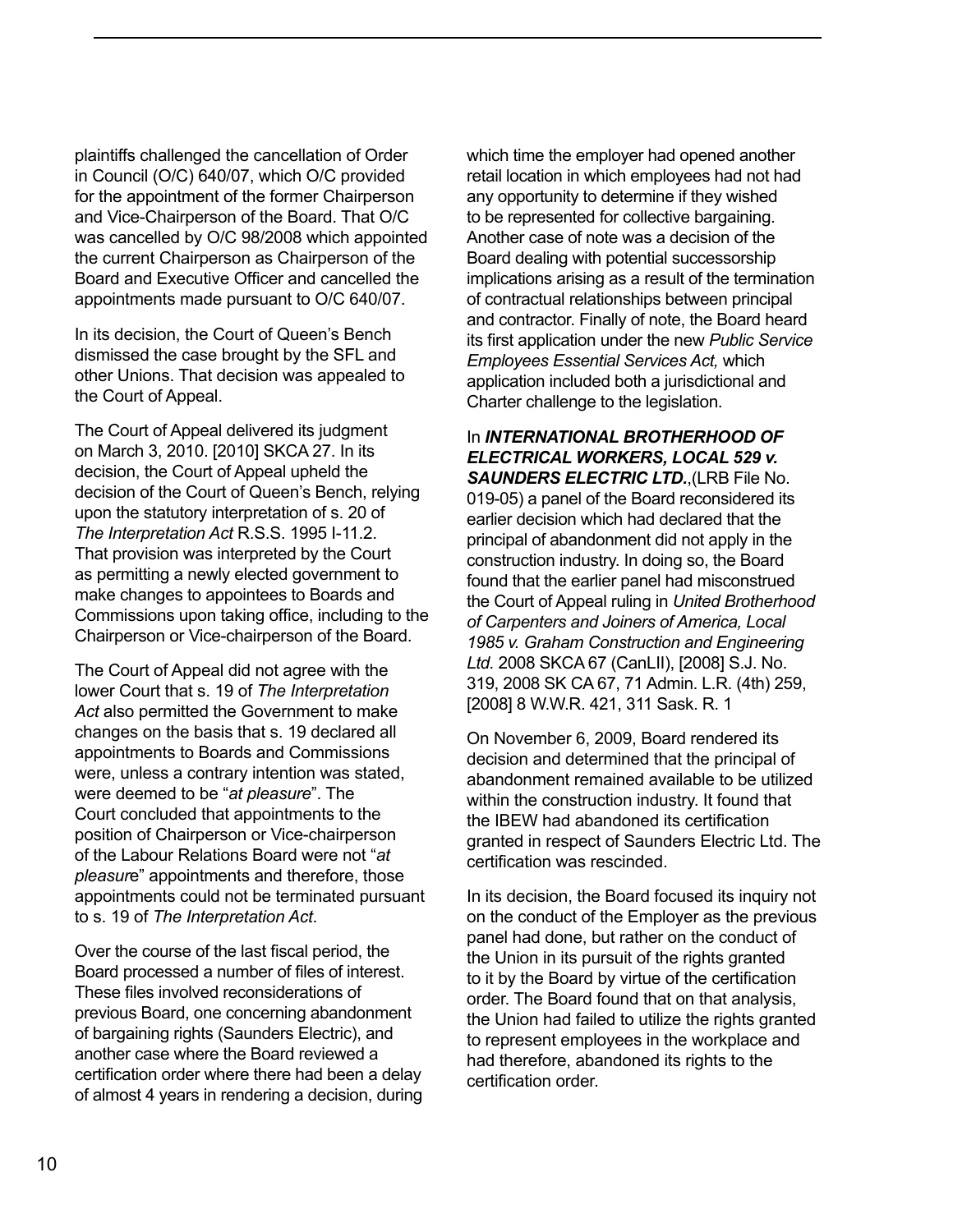plaintiffs challenged the cancellation of Order in Council (O/C) 640/07, which O/C provided for the appointment of the former Chairperson and Vice-Chairperson of the Board. That O/C was cancelled by O/C 98/2008 which appointed the current Chairperson as Chairperson of the Board and Executive Officer and cancelled the appointments made pursuant to O/C 640/07.

In its decision, the Court of Queen's Bench dismissed the case brought by the SFL and other Unions. That decision was appealed to the Court of Appeal.

The Court of Appeal delivered its judgment on March 3, 2010. [2010] SKCA 27. In its decision, the Court of Appeal upheld the decision of the Court of Queen's Bench, relying upon the statutory interpretation of s. 20 of *The Interpretation Act* R.S.S. 1995 I-11.2. That provision was interpreted by the Court as permitting a newly elected government to make changes to appointees to Boards and Commissions upon taking office, including to the Chairperson or Vice-chairperson of the Board.

The Court of Appeal did not agree with the lower Court that s. 19 of *The Interpretation Act* also permitted the Government to make changes on the basis that s. 19 declared all appointments to Boards and Commissions were, unless a contrary intention was stated, were deemed to be "*at pleasure*". The Court concluded that appointments to the position of Chairperson or Vice-chairperson of the Labour Relations Board were not "*at pleasure*" appointments and therefore, those appointments could not be terminated pursuant to s. 19 of *The Interpretation Act*.

Over the course of the last fiscal period, the Board processed a number of files of interest. These files involved reconsiderations of previous Board, one concerning abandonment of bargaining rights (Saunders Electric), and another case where the Board reviewed a certification order where there had been a delay of almost 4 years in rendering a decision, during which time the employer had opened another retail location in which employees had not had any opportunity to determine if they wished to be represented for collective bargaining. Another case of note was a decision of the Board dealing with potential successorship implications arising as a result of the termination of contractual relationships between principal and contractor. Finally of note, the Board heard its first application under the new *Public Service Employees Essential Services Act,* which application included both a jurisdictional and Charter challenge to the legislation.

In ***INTERNATIONAL BROTHERHOOD OF ELECTRICAL WORKERS, LOCAL 529 v. SAUNDERS ELECTRIC LTD.***,(LRB File No. 019-05) a panel of the Board reconsidered its earlier decision which had declared that the principal of abandonment did not apply in the construction industry. In doing so, the Board found that the earlier panel had misconstrued the Court of Appeal ruling in *United Brotherhood of Carpenters and Joiners of America, Local 1985 v. Graham Construction and Engineering Ltd.* 2008 SKCA 67 (CanLII), [2008] S.J. No. 319, 2008 SK CA 67, 71 Admin. L.R. (4th) 259, [2008] 8 W.W.R. 421, 311 Sask. R. 1

On November 6, 2009, Board rendered its decision and determined that the principal of abandonment remained available to be utilized within the construction industry. It found that the IBEW had abandoned its certification granted in respect of Saunders Electric Ltd. The certification was rescinded.

In its decision, the Board focused its inquiry not on the conduct of the Employer as the previous panel had done, but rather on the conduct of the Union in its pursuit of the rights granted to it by the Board by virtue of the certification order. The Board found that on that analysis, the Union had failed to utilize the rights granted to represent employees in the workplace and had therefore, abandoned its rights to the certification order.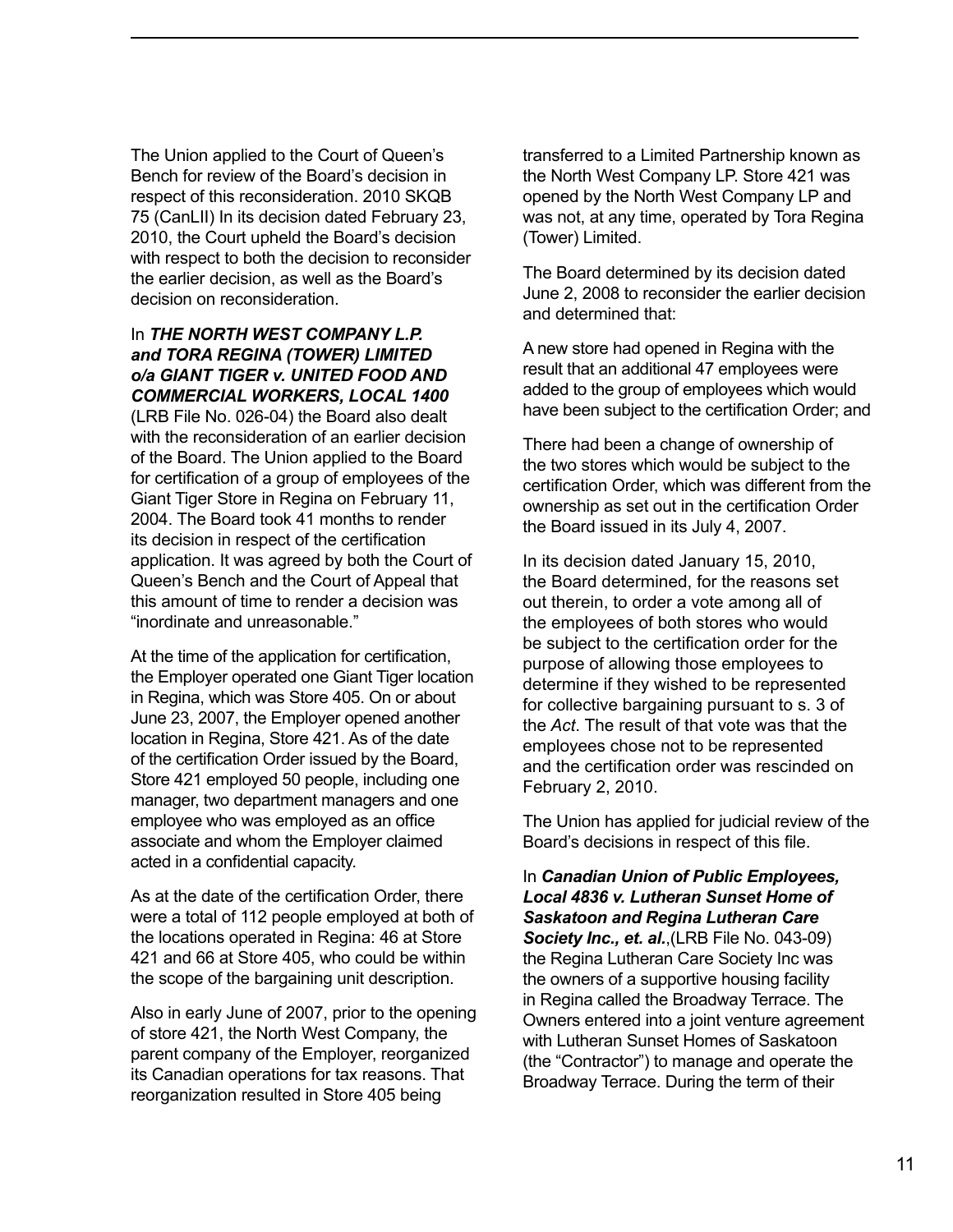The Union applied to the Court of Queen's Bench for review of the Board's decision in respect of this reconsideration. 2010 SKQB 75 (CanLII) In its decision dated February 23, 2010, the Court upheld the Board's decision with respect to both the decision to reconsider the earlier decision, as well as the Board's decision on reconsideration.

In ***THE NORTH WEST COMPANY L.P. and TORA REGINA (TOWER) LIMITED o/a GIANT TIGER v. UNITED FOOD AND COMMERCIAL WORKERS, LOCAL 1400*** (LRB File No. 026-04) the Board also dealt with the reconsideration of an earlier decision of the Board. The Union applied to the Board for certification of a group of employees of the Giant Tiger Store in Regina on February 11, 2004. The Board took 41 months to render its decision in respect of the certification application. It was agreed by both the Court of Queen's Bench and the Court of Appeal that this amount of time to render a decision was "inordinate and unreasonable."

At the time of the application for certification, the Employer operated one Giant Tiger location in Regina, which was Store 405. On or about June 23, 2007, the Employer opened another location in Regina, Store 421. As of the date of the certification Order issued by the Board, Store 421 employed 50 people, including one manager, two department managers and one employee who was employed as an office associate and whom the Employer claimed acted in a confidential capacity.

As at the date of the certification Order, there were a total of 112 people employed at both of the locations operated in Regina: 46 at Store 421 and 66 at Store 405, who could be within the scope of the bargaining unit description.

Also in early June of 2007, prior to the opening of store 421, the North West Company, the parent company of the Employer, reorganized its Canadian operations for tax reasons. That reorganization resulted in Store 405 being transferred to a Limited Partnership known as the North West Company LP. Store 421 was opened by the North West Company LP and was not, at any time, operated by Tora Regina (Tower) Limited.

The Board determined by its decision dated June 2, 2008 to reconsider the earlier decision and determined that:

A new store had opened in Regina with the result that an additional 47 employees were added to the group of employees which would have been subject to the certification Order; and

There had been a change of ownership of the two stores which would be subject to the certification Order, which was different from the ownership as set out in the certification Order the Board issued in its July 4, 2007.

In its decision dated January 15, 2010, the Board determined, for the reasons set out therein, to order a vote among all of the employees of both stores who would be subject to the certification order for the purpose of allowing those employees to determine if they wished to be represented for collective bargaining pursuant to s. 3 of the *Act*. The result of that vote was that the employees chose not to be represented and the certification order was rescinded on February 2, 2010.

The Union has applied for judicial review of the Board's decisions in respect of this file.

In ***Canadian Union of Public Employees, Local 4836 v. Lutheran Sunset Home of Saskatoon and Regina Lutheran Care Society Inc., et. al.***,(LRB File No. 043-09) the Regina Lutheran Care Society Inc was the owners of a supportive housing facility in Regina called the Broadway Terrace. The Owners entered into a joint venture agreement with Lutheran Sunset Homes of Saskatoon (the "Contractor") to manage and operate the Broadway Terrace. During the term of their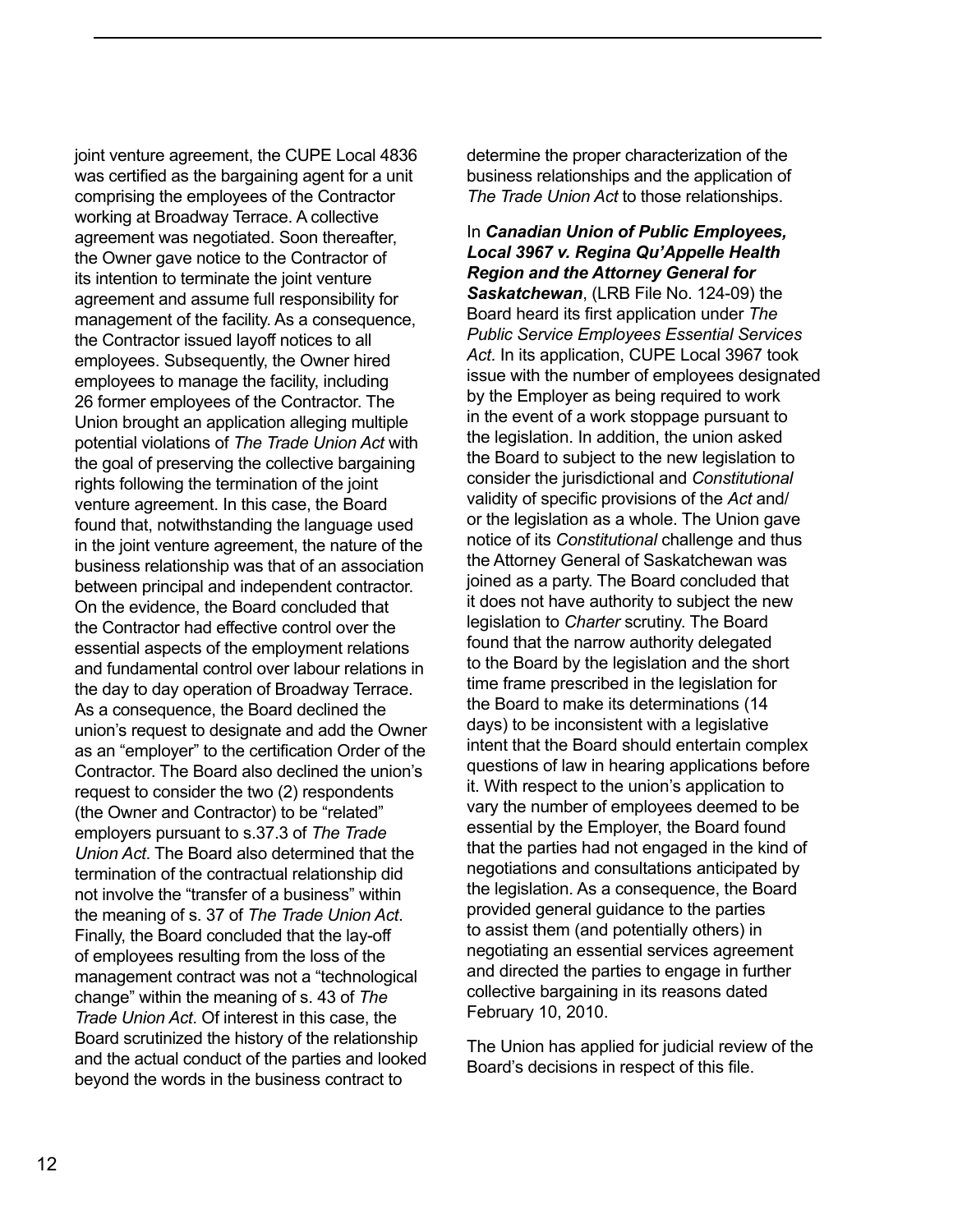joint venture agreement, the CUPE Local 4836 was certified as the bargaining agent for a unit comprising the employees of the Contractor working at Broadway Terrace. A collective agreement was negotiated. Soon thereafter, the Owner gave notice to the Contractor of its intention to terminate the joint venture agreement and assume full responsibility for management of the facility. As a consequence, the Contractor issued layoff notices to all employees. Subsequently, the Owner hired employees to manage the facility, including 26 former employees of the Contractor. The Union brought an application alleging multiple potential violations of *The Trade Union Act* with the goal of preserving the collective bargaining rights following the termination of the joint venture agreement. In this case, the Board found that, notwithstanding the language used in the joint venture agreement, the nature of the business relationship was that of an association between principal and independent contractor. On the evidence, the Board concluded that the Contractor had effective control over the essential aspects of the employment relations and fundamental control over labour relations in the day to day operation of Broadway Terrace. As a consequence, the Board declined the union's request to designate and add the Owner as an "employer" to the certification Order of the Contractor. The Board also declined the union's request to consider the two (2) respondents (the Owner and Contractor) to be "related" employers pursuant to s.37.3 of *The Trade Union Act*. The Board also determined that the termination of the contractual relationship did not involve the "transfer of a business" within the meaning of s. 37 of *The Trade Union Act*. Finally, the Board concluded that the lay-off of employees resulting from the loss of the management contract was not a "technological change" within the meaning of s. 43 of *The Trade Union Act*. Of interest in this case, the Board scrutinized the history of the relationship and the actual conduct of the parties and looked beyond the words in the business contract to determine the proper characterization of the business relationships and the application of *The Trade Union Act* to those relationships.

In ***Canadian Union of Public Employees, Local 3967 v. Regina Qu'Appelle Health Region and the Attorney General for Saskatchewan***, (LRB File No. 124-09) the Board heard its first application under *The Public Service Employees Essential Services Act*. In its application, CUPE Local 3967 took issue with the number of employees designated by the Employer as being required to work in the event of a work stoppage pursuant to the legislation. In addition, the union asked the Board to subject to the new legislation to consider the jurisdictional and *Constitutional* validity of specific provisions of the *Act* and/ or the legislation as a whole. The Union gave notice of its *Constitutional* challenge and thus the Attorney General of Saskatchewan was joined as a party. The Board concluded that it does not have authority to subject the new legislation to *Charter* scrutiny. The Board found that the narrow authority delegated to the Board by the legislation and the short time frame prescribed in the legislation for the Board to make its determinations (14 days) to be inconsistent with a legislative intent that the Board should entertain complex questions of law in hearing applications before it. With respect to the union's application to vary the number of employees deemed to be essential by the Employer, the Board found that the parties had not engaged in the kind of negotiations and consultations anticipated by the legislation. As a consequence, the Board provided general guidance to the parties to assist them (and potentially others) in negotiating an essential services agreement and directed the parties to engage in further collective bargaining in its reasons dated February 10, 2010.

The Union has applied for judicial review of the Board's decisions in respect of this file.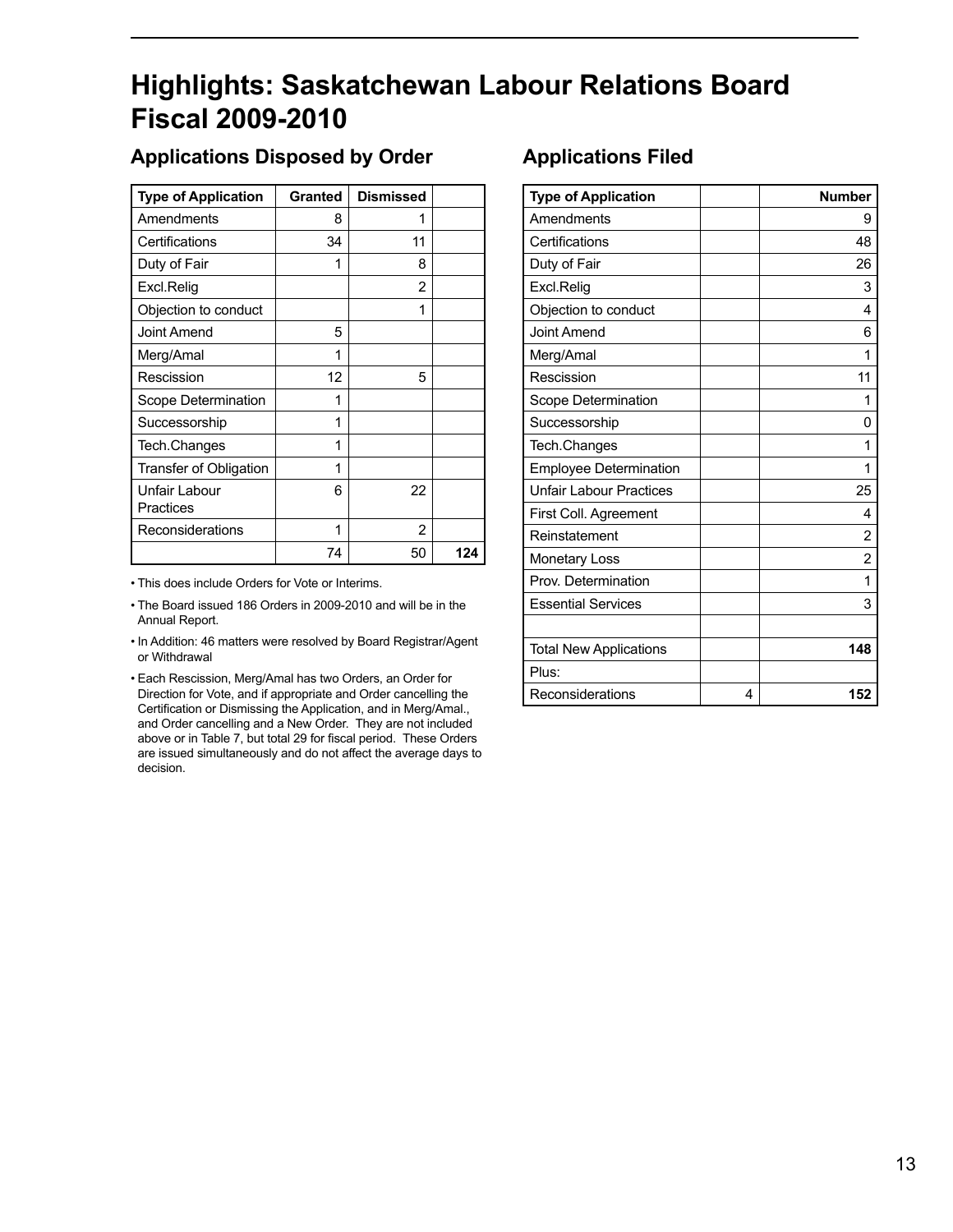# Highlights: Saskatchewan Labour Relations Board Fiscal 2009-2010

## Applications Disposed by Order

| Type of Application | Granted | Dismissed | |
|---|---|---|---|
| Amendments | 8 | 1 | |
| Certifications | 34 | 11 | |
| Duty of Fair | 1 | 8 | |
| Excl.Relig | | 2 | |
| Objection to conduct | | 1 | |
| Joint Amend | 5 | | |
| Merg/Amal | 1 | | |
| Rescission | 12 | 5 | |
| Scope Determination | 1 | | |
| Successorship | 1 | | |
| Tech.Changes | 1 | | |
| Transfer of Obligation | 1 | | |
| Unfair Labour Practices | 6 | 22 | |
| Reconsiderations | 1 | 2 | |
| | 74 | 50 | **124** |

- This does include Orders for Vote or Interims.
- The Board issued 186 Orders in 2009-2010 and will be in the Annual Report.
- In Addition: 46 matters were resolved by Board Registrar/Agent or Withdrawal
- Each Rescission, Merg/Amal has two Orders, an Order for Direction for Vote, and if appropriate and Order cancelling the Certification or Dismissing the Application, and in Merg/Amal., and Order cancelling and a New Order. They are not included above or in Table 7, but total 29 for fiscal period. These Orders are issued simultaneously and do not affect the average days to decision.

## Applications Filed

| Type of Application | | Number |
|---|---|---|
| Amendments | | 9 |
| Certifications | | 48 |
| Duty of Fair | | 26 |
| Excl.Relig | | 3 |
| Objection to conduct | | 4 |
| Joint Amend | | 6 |
| Merg/Amal | | 1 |
| Rescission | | 11 |
| Scope Determination | | 1 |
| Successorship | | 0 |
| Tech.Changes | | 1 |
| Employee Determination | | 1 |
| Unfair Labour Practices | | 25 |
| First Coll. Agreement | | 4 |
| Reinstatement | | 2 |
| Monetary Loss | | 2 |
| Prov. Determination | | 1 |
| Essential Services | | 3 |
| | | |
| Total New Applications | | **148** |
| Plus: | | |
| Reconsiderations | 4 | **152** |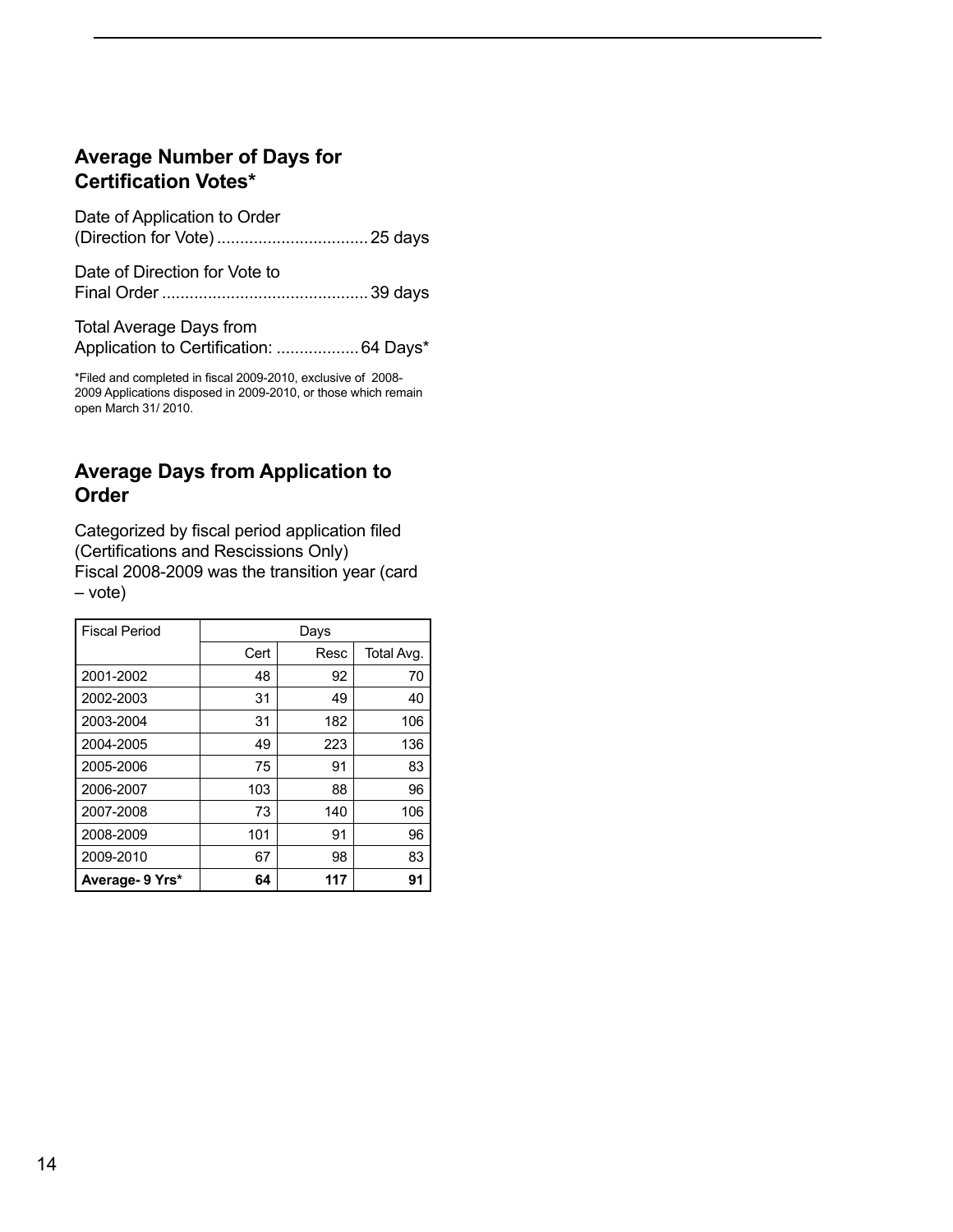## Average Number of Days for Certification Votes*

Date of Application to Order (Direction for Vote) ................................ 25 days

Date of Direction for Vote to Final Order ............................................ 39 days

Total Average Days from Application to Certification: .................. 64 Days*

*Filed and completed in fiscal 2009-2010, exclusive of 2008-2009 Applications disposed in 2009-2010, or those which remain open March 31/ 2010.

## Average Days from Application to Order

Categorized by fiscal period application filed (Certifications and Rescissions Only)
Fiscal 2008-2009 was the transition year (card – vote)

| Fiscal Period | Days | | |
|---|---|---|---|
| | Cert | Resc | Total Avg. |
| 2001-2002 | 48 | 92 | 70 |
| 2002-2003 | 31 | 49 | 40 |
| 2003-2004 | 31 | 182 | 106 |
| 2004-2005 | 49 | 223 | 136 |
| 2005-2006 | 75 | 91 | 83 |
| 2006-2007 | 103 | 88 | 96 |
| 2007-2008 | 73 | 140 | 106 |
| 2008-2009 | 101 | 91 | 96 |
| 2009-2010 | 67 | 98 | 83 |
| **Average- 9 Yrs*** | **64** | **117** | **91** |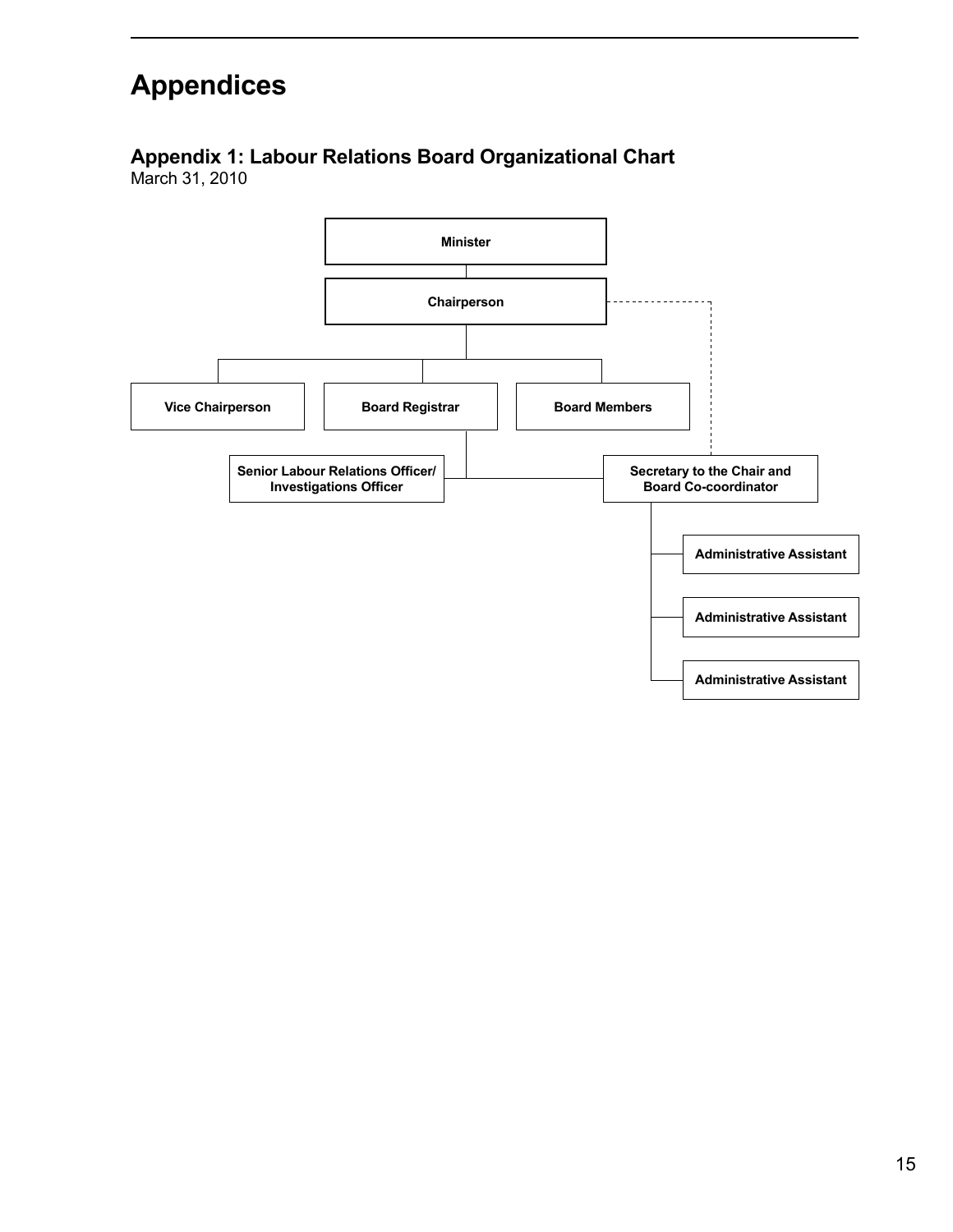# Appendices

## Appendix 1: Labour Relations Board Organizational Chart

March 31, 2010

- Minister
  - Chairperson
    - Vice Chairperson
    - Board Registrar
      - Senior Labour Relations Officer/ Investigations Officer
      - Secretary to the Chair and Board Co-coordinator
        - Administrative Assistant
        - Administrative Assistant
        - Administrative Assistant
    - Board Members

The Secretary to the Chair and Board Co-coordinator is also linked to the Chairperson by a dotted line.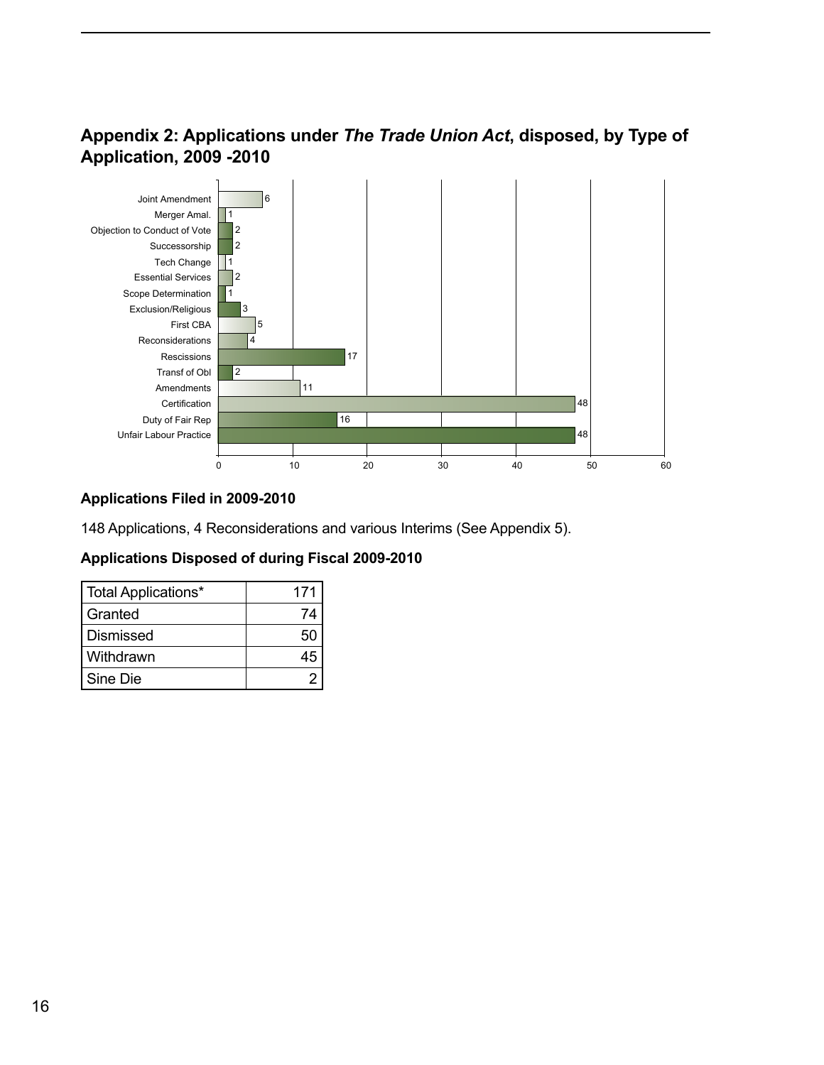## Appendix 2: Applications under *The Trade Union Act*, disposed, by Type of Application, 2009 -2010

| Type of Application | Number |
|---|---|
| Joint Amendment | 6 |
| Merger Amal. | 1 |
| Objection to Conduct of Vote | 2 |
| Successorship | 2 |
| Tech Change | 1 |
| Essential Services | 2 |
| Scope Determination | 1 |
| Exclusion/Religious | 3 |
| First CBA | 5 |
| Reconsiderations | 4 |
| Rescissions | 17 |
| Transf of Obl | 2 |
| Amendments | 11 |
| Certification | 48 |
| Duty of Fair Rep | 16 |
| Unfair Labour Practice | 48 |

### Applications Filed in 2009-2010

148 Applications, 4 Reconsiderations and various Interims (See Appendix 5).

### Applications Disposed of during Fiscal 2009-2010

| Total Applications* | 171 |
|---|---|
| Granted | 74 |
| Dismissed | 50 |
| Withdrawn | 45 |
| Sine Die | 2 |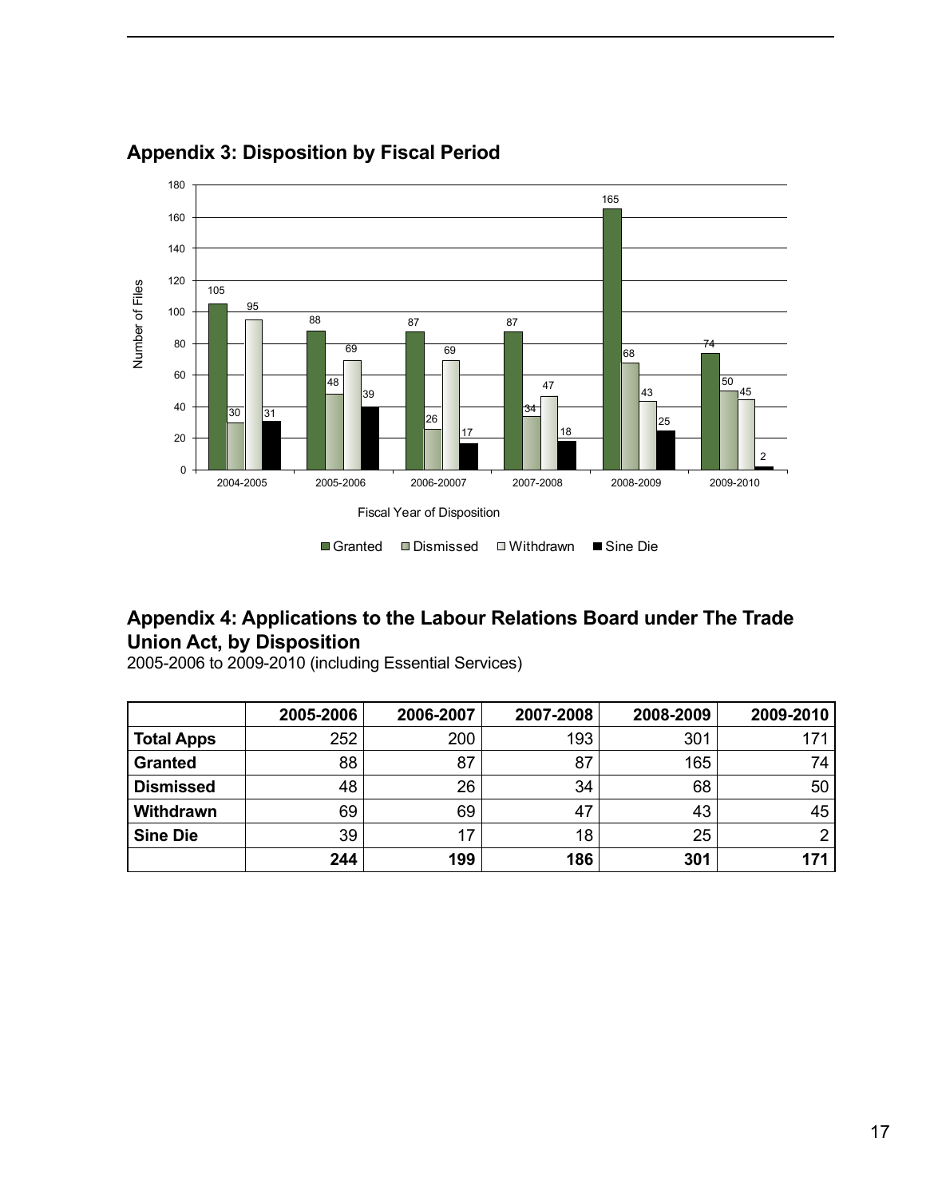## Appendix 3: Disposition by Fiscal Period

| Fiscal Year of Disposition | Granted | Dismissed | Withdrawn | Sine Die |
|---|---|---|---|---|
| 2004-2005 | 105 | 30 | 95 | 31 |
| 2005-2006 | 88 | 48 | 69 | 39 |
| 2006-20007 | 87 | 26 | 69 | 17 |
| 2007-2008 | 87 | 34 | 47 | 18 |
| 2008-2009 | 165 | 68 | 43 | 25 |
| 2009-2010 | 74 | 50 | 45 | 2 |

## Appendix 4: Applications to the Labour Relations Board under The Trade Union Act, by Disposition

2005-2006 to 2009-2010 (including Essential Services)

| | 2005-2006 | 2006-2007 | 2007-2008 | 2008-2009 | 2009-2010 |
|---|---|---|---|---|---|
| **Total Apps** | 252 | 200 | 193 | 301 | 171 |
| **Granted** | 88 | 87 | 87 | 165 | 74 |
| **Dismissed** | 48 | 26 | 34 | 68 | 50 |
| **Withdrawn** | 69 | 69 | 47 | 43 | 45 |
| **Sine Die** | 39 | 17 | 18 | 25 | 2 |
| | **244** | **199** | **186** | **301** | **171** |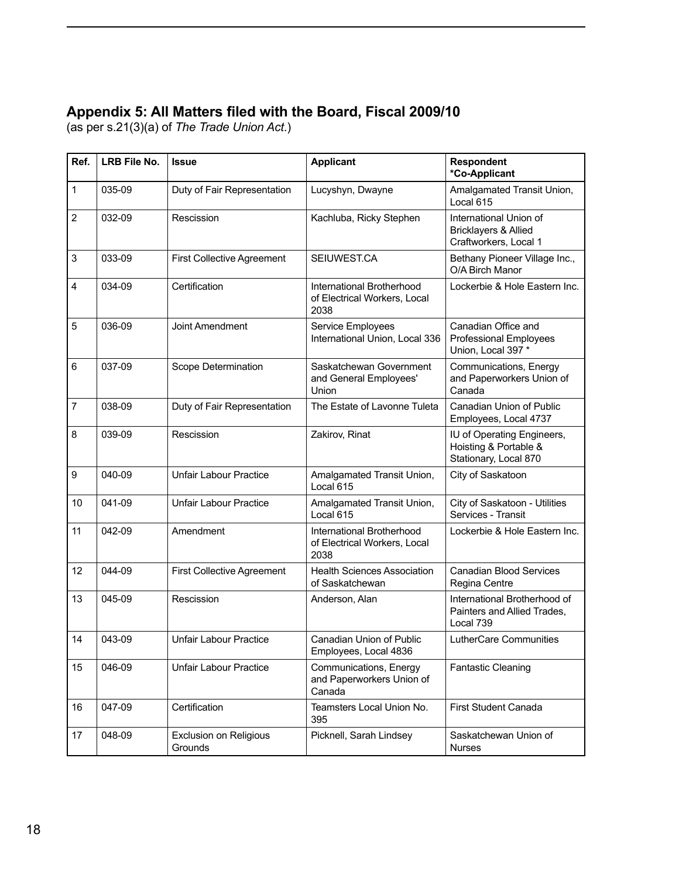## Appendix 5: All Matters filed with the Board, Fiscal 2009/10

(as per s.21(3)(a) of *The Trade Union Act*.)

| Ref. | LRB File No. | Issue | Applicant | Respondent *Co-Applicant |
|---|---|---|---|---|
| 1 | 035-09 | Duty of Fair Representation | Lucyshyn, Dwayne | Amalgamated Transit Union, Local 615 |
| 2 | 032-09 | Rescission | Kachluba, Ricky Stephen | International Union of Bricklayers & Allied Craftworkers, Local 1 |
| 3 | 033-09 | First Collective Agreement | SEIUWEST.CA | Bethany Pioneer Village Inc., O/A Birch Manor |
| 4 | 034-09 | Certification | International Brotherhood of Electrical Workers, Local 2038 | Lockerbie & Hole Eastern Inc. |
| 5 | 036-09 | Joint Amendment | Service Employees International Union, Local 336 | Canadian Office and Professional Employees Union, Local 397 * |
| 6 | 037-09 | Scope Determination | Saskatchewan Government and General Employees' Union | Communications, Energy and Paperworkers Union of Canada |
| 7 | 038-09 | Duty of Fair Representation | The Estate of Lavonne Tuleta | Canadian Union of Public Employees, Local 4737 |
| 8 | 039-09 | Rescission | Zakirov, Rinat | IU of Operating Engineers, Hoisting & Portable & Stationary, Local 870 |
| 9 | 040-09 | Unfair Labour Practice | Amalgamated Transit Union, Local 615 | City of Saskatoon |
| 10 | 041-09 | Unfair Labour Practice | Amalgamated Transit Union, Local 615 | City of Saskatoon - Utilities Services - Transit |
| 11 | 042-09 | Amendment | International Brotherhood of Electrical Workers, Local 2038 | Lockerbie & Hole Eastern Inc. |
| 12 | 044-09 | First Collective Agreement | Health Sciences Association of Saskatchewan | Canadian Blood Services Regina Centre |
| 13 | 045-09 | Rescission | Anderson, Alan | International Brotherhood of Painters and Allied Trades, Local 739 |
| 14 | 043-09 | Unfair Labour Practice | Canadian Union of Public Employees, Local 4836 | LutherCare Communities |
| 15 | 046-09 | Unfair Labour Practice | Communications, Energy and Paperworkers Union of Canada | Fantastic Cleaning |
| 16 | 047-09 | Certification | Teamsters Local Union No. 395 | First Student Canada |
| 17 | 048-09 | Exclusion on Religious Grounds | Picknell, Sarah Lindsey | Saskatchewan Union of Nurses |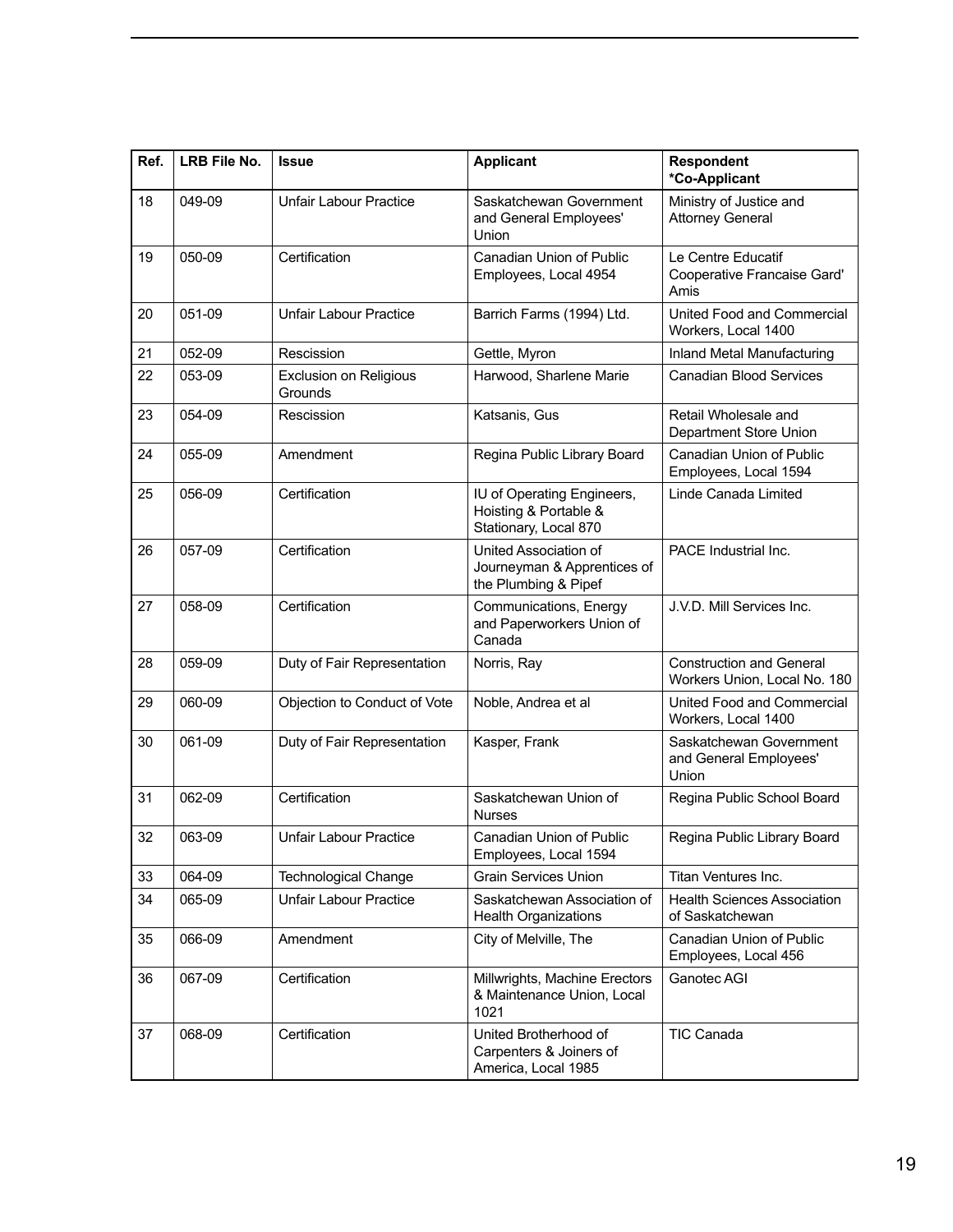| Ref. | LRB File No. | Issue | Applicant | Respondent *Co-Applicant |
|---|---|---|---|---|
| 18 | 049-09 | Unfair Labour Practice | Saskatchewan Government and General Employees' Union | Ministry of Justice and Attorney General |
| 19 | 050-09 | Certification | Canadian Union of Public Employees, Local 4954 | Le Centre Educatif Cooperative Francaise Gard' Amis |
| 20 | 051-09 | Unfair Labour Practice | Barrich Farms (1994) Ltd. | United Food and Commercial Workers, Local 1400 |
| 21 | 052-09 | Rescission | Gettle, Myron | Inland Metal Manufacturing |
| 22 | 053-09 | Exclusion on Religious Grounds | Harwood, Sharlene Marie | Canadian Blood Services |
| 23 | 054-09 | Rescission | Katsanis, Gus | Retail Wholesale and Department Store Union |
| 24 | 055-09 | Amendment | Regina Public Library Board | Canadian Union of Public Employees, Local 1594 |
| 25 | 056-09 | Certification | IU of Operating Engineers, Hoisting & Portable & Stationary, Local 870 | Linde Canada Limited |
| 26 | 057-09 | Certification | United Association of Journeyman & Apprentices of the Plumbing & Pipef | PACE Industrial Inc. |
| 27 | 058-09 | Certification | Communications, Energy and Paperworkers Union of Canada | J.V.D. Mill Services Inc. |
| 28 | 059-09 | Duty of Fair Representation | Norris, Ray | Construction and General Workers Union, Local No. 180 |
| 29 | 060-09 | Objection to Conduct of Vote | Noble, Andrea et al | United Food and Commercial Workers, Local 1400 |
| 30 | 061-09 | Duty of Fair Representation | Kasper, Frank | Saskatchewan Government and General Employees' Union |
| 31 | 062-09 | Certification | Saskatchewan Union of Nurses | Regina Public School Board |
| 32 | 063-09 | Unfair Labour Practice | Canadian Union of Public Employees, Local 1594 | Regina Public Library Board |
| 33 | 064-09 | Technological Change | Grain Services Union | Titan Ventures Inc. |
| 34 | 065-09 | Unfair Labour Practice | Saskatchewan Association of Health Organizations | Health Sciences Association of Saskatchewan |
| 35 | 066-09 | Amendment | City of Melville, The | Canadian Union of Public Employees, Local 456 |
| 36 | 067-09 | Certification | Millwrights, Machine Erectors & Maintenance Union, Local 1021 | Ganotec AGI |
| 37 | 068-09 | Certification | United Brotherhood of Carpenters & Joiners of America, Local 1985 | TIC Canada |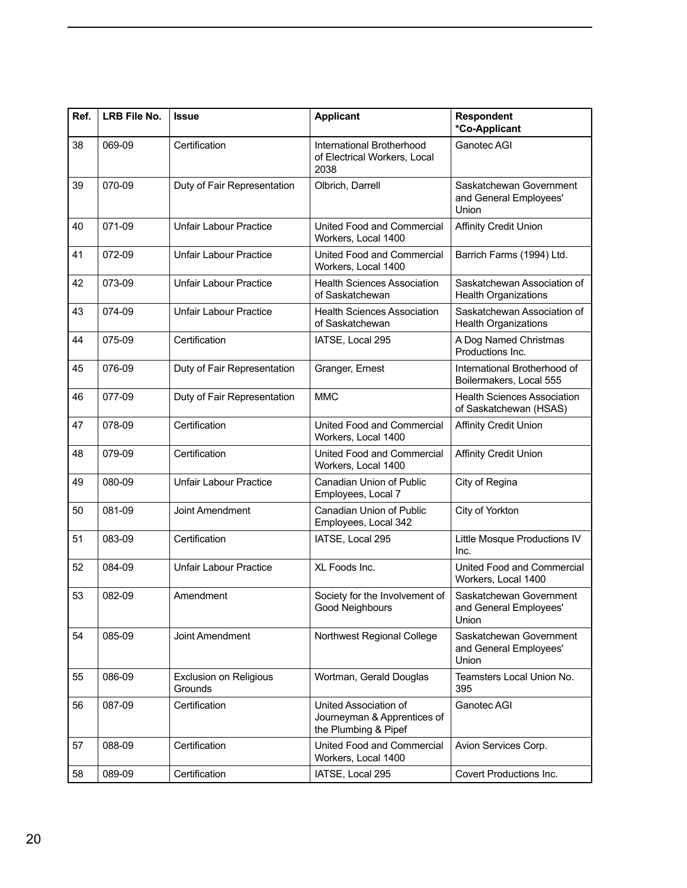| Ref. | LRB File No. | Issue | Applicant | Respondent *Co-Applicant |
|---|---|---|---|---|
| 38 | 069-09 | Certification | International Brotherhood of Electrical Workers, Local 2038 | Ganotec AGI |
| 39 | 070-09 | Duty of Fair Representation | Olbrich, Darrell | Saskatchewan Government and General Employees' Union |
| 40 | 071-09 | Unfair Labour Practice | United Food and Commercial Workers, Local 1400 | Affinity Credit Union |
| 41 | 072-09 | Unfair Labour Practice | United Food and Commercial Workers, Local 1400 | Barrich Farms (1994) Ltd. |
| 42 | 073-09 | Unfair Labour Practice | Health Sciences Association of Saskatchewan | Saskatchewan Association of Health Organizations |
| 43 | 074-09 | Unfair Labour Practice | Health Sciences Association of Saskatchewan | Saskatchewan Association of Health Organizations |
| 44 | 075-09 | Certification | IATSE, Local 295 | A Dog Named Christmas Productions Inc. |
| 45 | 076-09 | Duty of Fair Representation | Granger, Ernest | International Brotherhood of Boilermakers, Local 555 |
| 46 | 077-09 | Duty of Fair Representation | MMC | Health Sciences Association of Saskatchewan (HSAS) |
| 47 | 078-09 | Certification | United Food and Commercial Workers, Local 1400 | Affinity Credit Union |
| 48 | 079-09 | Certification | United Food and Commercial Workers, Local 1400 | Affinity Credit Union |
| 49 | 080-09 | Unfair Labour Practice | Canadian Union of Public Employees, Local 7 | City of Regina |
| 50 | 081-09 | Joint Amendment | Canadian Union of Public Employees, Local 342 | City of Yorkton |
| 51 | 083-09 | Certification | IATSE, Local 295 | Little Mosque Productions IV Inc. |
| 52 | 084-09 | Unfair Labour Practice | XL Foods Inc. | United Food and Commercial Workers, Local 1400 |
| 53 | 082-09 | Amendment | Society for the Involvement of Good Neighbours | Saskatchewan Government and General Employees' Union |
| 54 | 085-09 | Joint Amendment | Northwest Regional College | Saskatchewan Government and General Employees' Union |
| 55 | 086-09 | Exclusion on Religious Grounds | Wortman, Gerald Douglas | Teamsters Local Union No. 395 |
| 56 | 087-09 | Certification | United Association of Journeyman & Apprentices of the Plumbing & Pipef | Ganotec AGI |
| 57 | 088-09 | Certification | United Food and Commercial Workers, Local 1400 | Avion Services Corp. |
| 58 | 089-09 | Certification | IATSE, Local 295 | Covert Productions Inc. |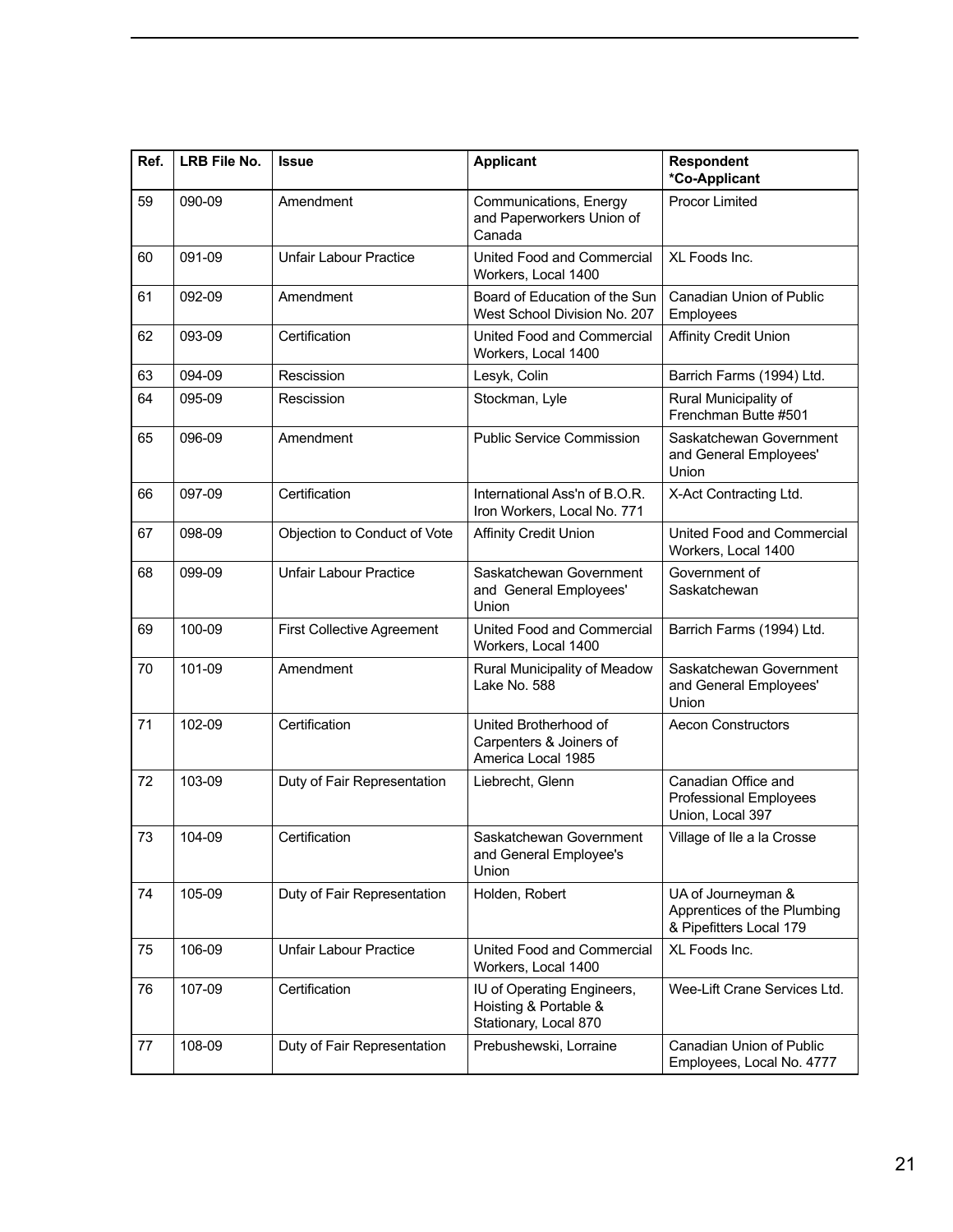| Ref. | LRB File No. | Issue | Applicant | Respondent *Co-Applicant |
|---|---|---|---|---|
| 59 | 090-09 | Amendment | Communications, Energy and Paperworkers Union of Canada | Procor Limited |
| 60 | 091-09 | Unfair Labour Practice | United Food and Commercial Workers, Local 1400 | XL Foods Inc. |
| 61 | 092-09 | Amendment | Board of Education of the Sun West School Division No. 207 | Canadian Union of Public Employees |
| 62 | 093-09 | Certification | United Food and Commercial Workers, Local 1400 | Affinity Credit Union |
| 63 | 094-09 | Rescission | Lesyk, Colin | Barrich Farms (1994) Ltd. |
| 64 | 095-09 | Rescission | Stockman, Lyle | Rural Municipality of Frenchman Butte #501 |
| 65 | 096-09 | Amendment | Public Service Commission | Saskatchewan Government and General Employees' Union |
| 66 | 097-09 | Certification | International Ass'n of B.O.R. Iron Workers, Local No. 771 | X-Act Contracting Ltd. |
| 67 | 098-09 | Objection to Conduct of Vote | Affinity Credit Union | United Food and Commercial Workers, Local 1400 |
| 68 | 099-09 | Unfair Labour Practice | Saskatchewan Government and General Employees' Union | Government of Saskatchewan |
| 69 | 100-09 | First Collective Agreement | United Food and Commercial Workers, Local 1400 | Barrich Farms (1994) Ltd. |
| 70 | 101-09 | Amendment | Rural Municipality of Meadow Lake No. 588 | Saskatchewan Government and General Employees' Union |
| 71 | 102-09 | Certification | United Brotherhood of Carpenters & Joiners of America Local 1985 | Aecon Constructors |
| 72 | 103-09 | Duty of Fair Representation | Liebrecht, Glenn | Canadian Office and Professional Employees Union, Local 397 |
| 73 | 104-09 | Certification | Saskatchewan Government and General Employee's Union | Village of Ile a la Crosse |
| 74 | 105-09 | Duty of Fair Representation | Holden, Robert | UA of Journeyman & Apprentices of the Plumbing & Pipefitters Local 179 |
| 75 | 106-09 | Unfair Labour Practice | United Food and Commercial Workers, Local 1400 | XL Foods Inc. |
| 76 | 107-09 | Certification | IU of Operating Engineers, Hoisting & Portable & Stationary, Local 870 | Wee-Lift Crane Services Ltd. |
| 77 | 108-09 | Duty of Fair Representation | Prebushewski, Lorraine | Canadian Union of Public Employees, Local No. 4777 |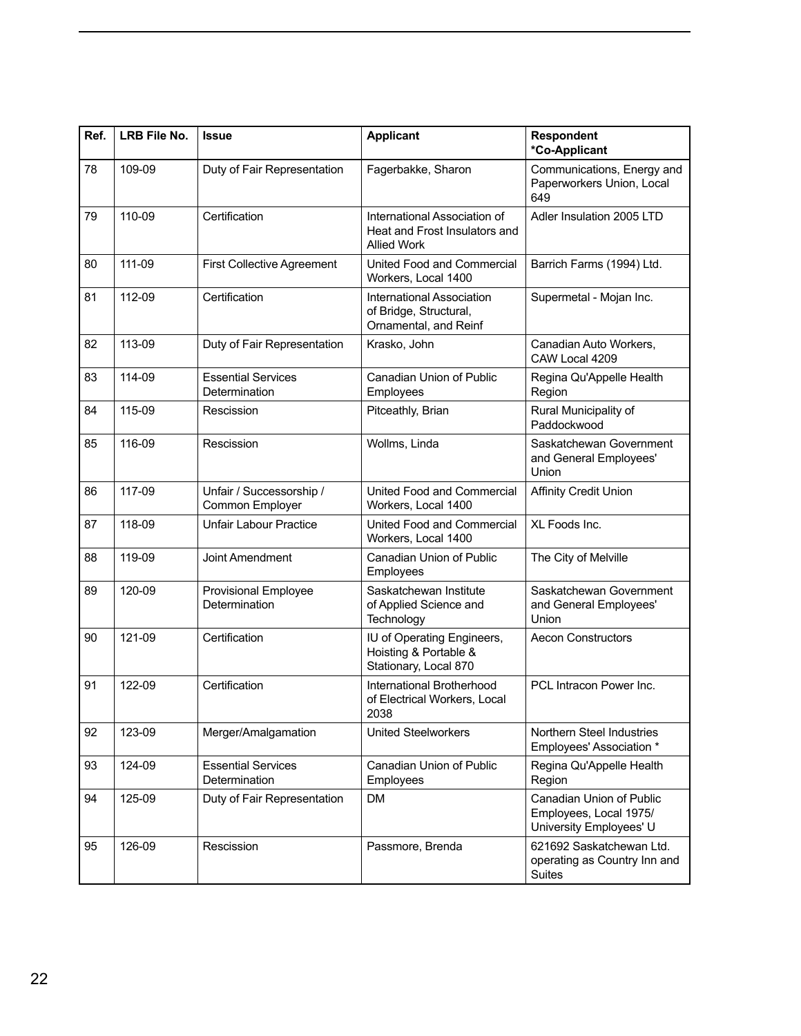| Ref. | LRB File No. | Issue | Applicant | Respondent *Co-Applicant |
|---|---|---|---|---|
| 78 | 109-09 | Duty of Fair Representation | Fagerbakke, Sharon | Communications, Energy and Paperworkers Union, Local 649 |
| 79 | 110-09 | Certification | International Association of Heat and Frost Insulators and Allied Work | Adler Insulation 2005 LTD |
| 80 | 111-09 | First Collective Agreement | United Food and Commercial Workers, Local 1400 | Barrich Farms (1994) Ltd. |
| 81 | 112-09 | Certification | International Association of Bridge, Structural, Ornamental, and Reinf | Supermetal - Mojan Inc. |
| 82 | 113-09 | Duty of Fair Representation | Krasko, John | Canadian Auto Workers, CAW Local 4209 |
| 83 | 114-09 | Essential Services Determination | Canadian Union of Public Employees | Regina Qu'Appelle Health Region |
| 84 | 115-09 | Rescission | Pitceathly, Brian | Rural Municipality of Paddockwood |
| 85 | 116-09 | Rescission | Wollms, Linda | Saskatchewan Government and General Employees' Union |
| 86 | 117-09 | Unfair / Successorship / Common Employer | United Food and Commercial Workers, Local 1400 | Affinity Credit Union |
| 87 | 118-09 | Unfair Labour Practice | United Food and Commercial Workers, Local 1400 | XL Foods Inc. |
| 88 | 119-09 | Joint Amendment | Canadian Union of Public Employees | The City of Melville |
| 89 | 120-09 | Provisional Employee Determination | Saskatchewan Institute of Applied Science and Technology | Saskatchewan Government and General Employees' Union |
| 90 | 121-09 | Certification | IU of Operating Engineers, Hoisting & Portable & Stationary, Local 870 | Aecon Constructors |
| 91 | 122-09 | Certification | International Brotherhood of Electrical Workers, Local 2038 | PCL Intracon Power Inc. |
| 92 | 123-09 | Merger/Amalgamation | United Steelworkers | Northern Steel Industries Employees' Association * |
| 93 | 124-09 | Essential Services Determination | Canadian Union of Public Employees | Regina Qu'Appelle Health Region |
| 94 | 125-09 | Duty of Fair Representation | DM | Canadian Union of Public Employees, Local 1975/ University Employees' U |
| 95 | 126-09 | Rescission | Passmore, Brenda | 621692 Saskatchewan Ltd. operating as Country Inn and Suites |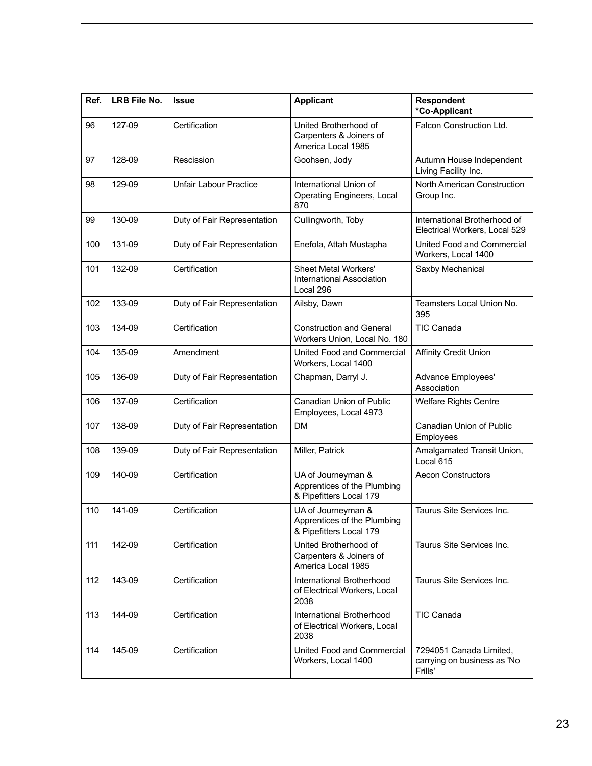| Ref. | LRB File No. | Issue | Applicant | Respondent *Co-Applicant |
|---|---|---|---|---|
| 96 | 127-09 | Certification | United Brotherhood of Carpenters & Joiners of America Local 1985 | Falcon Construction Ltd. |
| 97 | 128-09 | Rescission | Goohsen, Jody | Autumn House Independent Living Facility Inc. |
| 98 | 129-09 | Unfair Labour Practice | International Union of Operating Engineers, Local 870 | North American Construction Group Inc. |
| 99 | 130-09 | Duty of Fair Representation | Cullingworth, Toby | International Brotherhood of Electrical Workers, Local 529 |
| 100 | 131-09 | Duty of Fair Representation | Enefola, Attah Mustapha | United Food and Commercial Workers, Local 1400 |
| 101 | 132-09 | Certification | Sheet Metal Workers' International Association Local 296 | Saxby Mechanical |
| 102 | 133-09 | Duty of Fair Representation | Ailsby, Dawn | Teamsters Local Union No. 395 |
| 103 | 134-09 | Certification | Construction and General Workers Union, Local No. 180 | TIC Canada |
| 104 | 135-09 | Amendment | United Food and Commercial Workers, Local 1400 | Affinity Credit Union |
| 105 | 136-09 | Duty of Fair Representation | Chapman, Darryl J. | Advance Employees' Association |
| 106 | 137-09 | Certification | Canadian Union of Public Employees, Local 4973 | Welfare Rights Centre |
| 107 | 138-09 | Duty of Fair Representation | DM | Canadian Union of Public Employees |
| 108 | 139-09 | Duty of Fair Representation | Miller, Patrick | Amalgamated Transit Union, Local 615 |
| 109 | 140-09 | Certification | UA of Journeyman & Apprentices of the Plumbing & Pipefitters Local 179 | Aecon Constructors |
| 110 | 141-09 | Certification | UA of Journeyman & Apprentices of the Plumbing & Pipefitters Local 179 | Taurus Site Services Inc. |
| 111 | 142-09 | Certification | United Brotherhood of Carpenters & Joiners of America Local 1985 | Taurus Site Services Inc. |
| 112 | 143-09 | Certification | International Brotherhood of Electrical Workers, Local 2038 | Taurus Site Services Inc. |
| 113 | 144-09 | Certification | International Brotherhood of Electrical Workers, Local 2038 | TIC Canada |
| 114 | 145-09 | Certification | United Food and Commercial Workers, Local 1400 | 7294051 Canada Limited, carrying on business as 'No Frills' |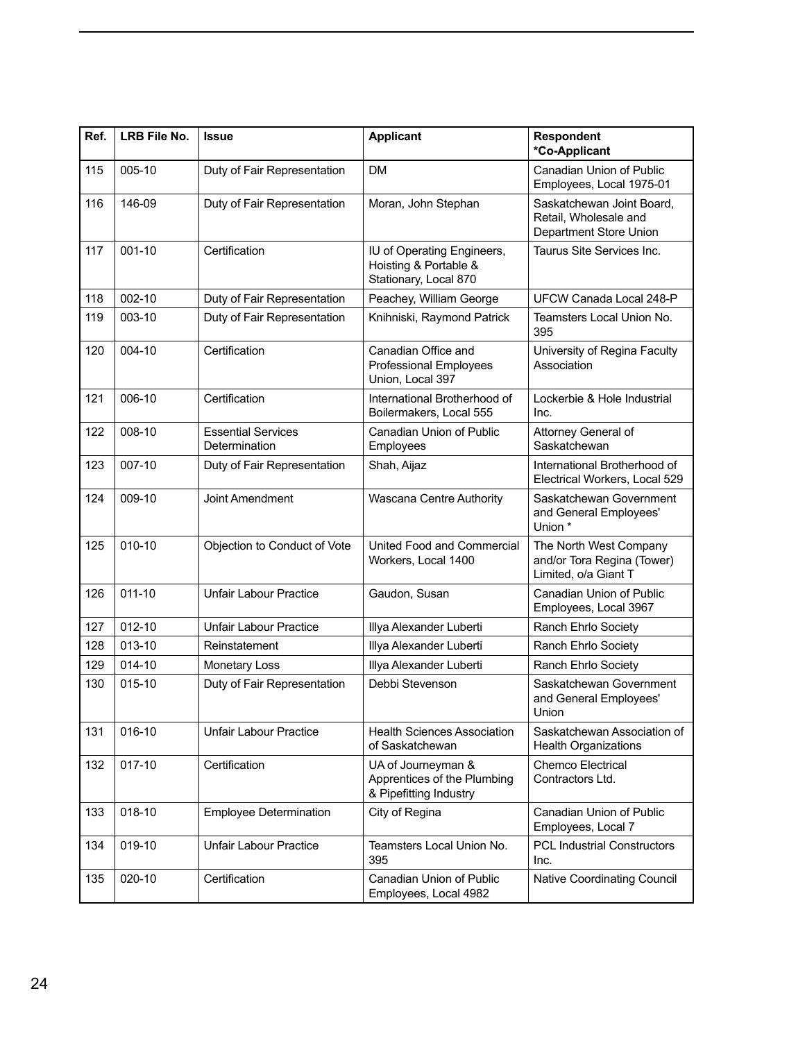| Ref. | LRB File No. | Issue | Applicant | Respondent *Co-Applicant |
|---|---|---|---|---|
| 115 | 005-10 | Duty of Fair Representation | DM | Canadian Union of Public Employees, Local 1975-01 |
| 116 | 146-09 | Duty of Fair Representation | Moran, John Stephan | Saskatchewan Joint Board, Retail, Wholesale and Department Store Union |
| 117 | 001-10 | Certification | IU of Operating Engineers, Hoisting & Portable & Stationary, Local 870 | Taurus Site Services Inc. |
| 118 | 002-10 | Duty of Fair Representation | Peachey, William George | UFCW Canada Local 248-P |
| 119 | 003-10 | Duty of Fair Representation | Knihniski, Raymond Patrick | Teamsters Local Union No. 395 |
| 120 | 004-10 | Certification | Canadian Office and Professional Employees Union, Local 397 | University of Regina Faculty Association |
| 121 | 006-10 | Certification | International Brotherhood of Boilermakers, Local 555 | Lockerbie & Hole Industrial Inc. |
| 122 | 008-10 | Essential Services Determination | Canadian Union of Public Employees | Attorney General of Saskatchewan |
| 123 | 007-10 | Duty of Fair Representation | Shah, Aijaz | International Brotherhood of Electrical Workers, Local 529 |
| 124 | 009-10 | Joint Amendment | Wascana Centre Authority | Saskatchewan Government and General Employees' Union * |
| 125 | 010-10 | Objection to Conduct of Vote | United Food and Commercial Workers, Local 1400 | The North West Company and/or Tora Regina (Tower) Limited, o/a Giant T |
| 126 | 011-10 | Unfair Labour Practice | Gaudon, Susan | Canadian Union of Public Employees, Local 3967 |
| 127 | 012-10 | Unfair Labour Practice | Illya Alexander Luberti | Ranch Ehrlo Society |
| 128 | 013-10 | Reinstatement | Illya Alexander Luberti | Ranch Ehrlo Society |
| 129 | 014-10 | Monetary Loss | Illya Alexander Luberti | Ranch Ehrlo Society |
| 130 | 015-10 | Duty of Fair Representation | Debbi Stevenson | Saskatchewan Government and General Employees' Union |
| 131 | 016-10 | Unfair Labour Practice | Health Sciences Association of Saskatchewan | Saskatchewan Association of Health Organizations |
| 132 | 017-10 | Certification | UA of Journeyman & Apprentices of the Plumbing & Pipefitting Industry | Chemco Electrical Contractors Ltd. |
| 133 | 018-10 | Employee Determination | City of Regina | Canadian Union of Public Employees, Local 7 |
| 134 | 019-10 | Unfair Labour Practice | Teamsters Local Union No. 395 | PCL Industrial Constructors Inc. |
| 135 | 020-10 | Certification | Canadian Union of Public Employees, Local 4982 | Native Coordinating Council |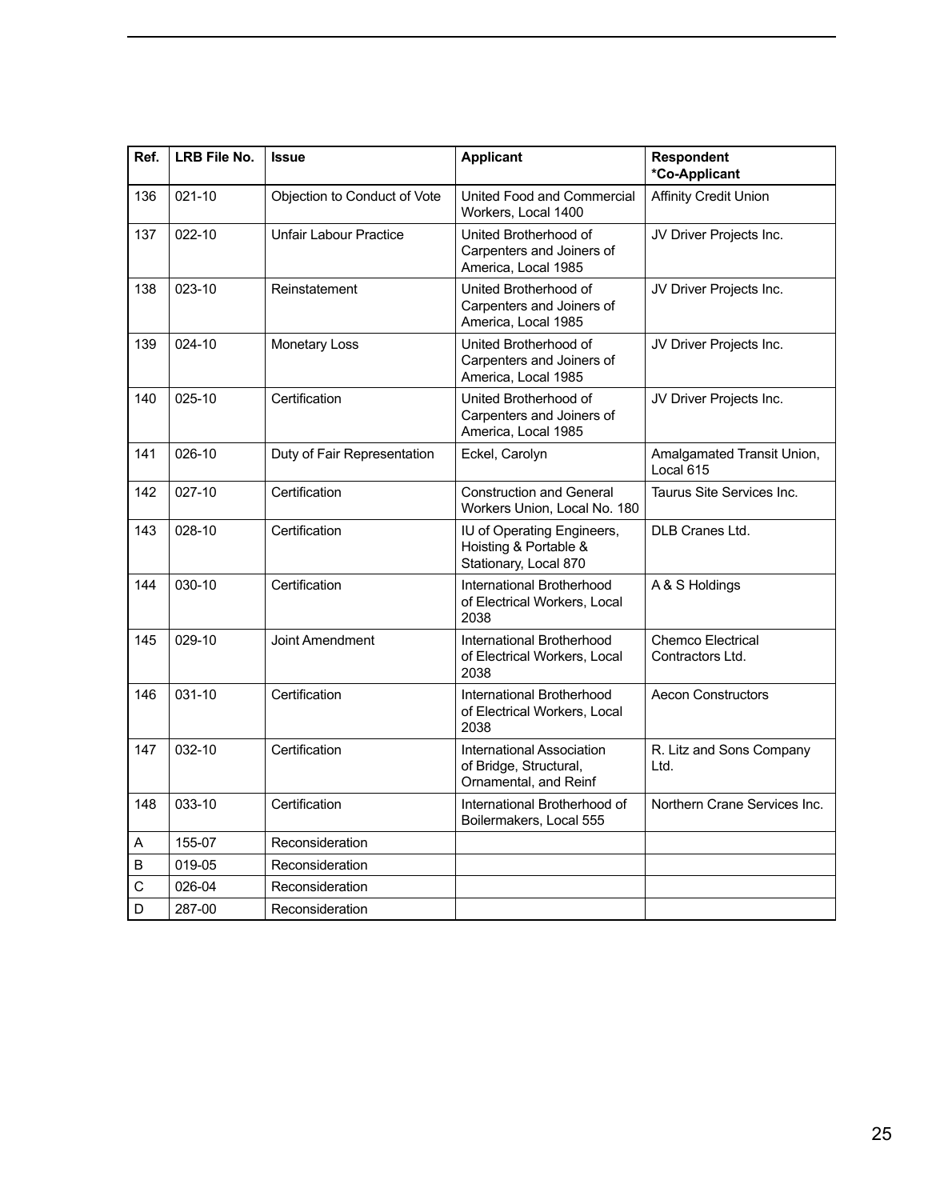| Ref. | LRB File No. | Issue | Applicant | Respondent *Co-Applicant |
|---|---|---|---|---|
| 136 | 021-10 | Objection to Conduct of Vote | United Food and Commercial Workers, Local 1400 | Affinity Credit Union |
| 137 | 022-10 | Unfair Labour Practice | United Brotherhood of Carpenters and Joiners of America, Local 1985 | JV Driver Projects Inc. |
| 138 | 023-10 | Reinstatement | United Brotherhood of Carpenters and Joiners of America, Local 1985 | JV Driver Projects Inc. |
| 139 | 024-10 | Monetary Loss | United Brotherhood of Carpenters and Joiners of America, Local 1985 | JV Driver Projects Inc. |
| 140 | 025-10 | Certification | United Brotherhood of Carpenters and Joiners of America, Local 1985 | JV Driver Projects Inc. |
| 141 | 026-10 | Duty of Fair Representation | Eckel, Carolyn | Amalgamated Transit Union, Local 615 |
| 142 | 027-10 | Certification | Construction and General Workers Union, Local No. 180 | Taurus Site Services Inc. |
| 143 | 028-10 | Certification | IU of Operating Engineers, Hoisting & Portable & Stationary, Local 870 | DLB Cranes Ltd. |
| 144 | 030-10 | Certification | International Brotherhood of Electrical Workers, Local 2038 | A & S Holdings |
| 145 | 029-10 | Joint Amendment | International Brotherhood of Electrical Workers, Local 2038 | Chemco Electrical Contractors Ltd. |
| 146 | 031-10 | Certification | International Brotherhood of Electrical Workers, Local 2038 | Aecon Constructors |
| 147 | 032-10 | Certification | International Association of Bridge, Structural, Ornamental, and Reinf | R. Litz and Sons Company Ltd. |
| 148 | 033-10 | Certification | International Brotherhood of Boilermakers, Local 555 | Northern Crane Services Inc. |
| A | 155-07 | Reconsideration | | |
| B | 019-05 | Reconsideration | | |
| C | 026-04 | Reconsideration | | |
| D | 287-00 | Reconsideration | | |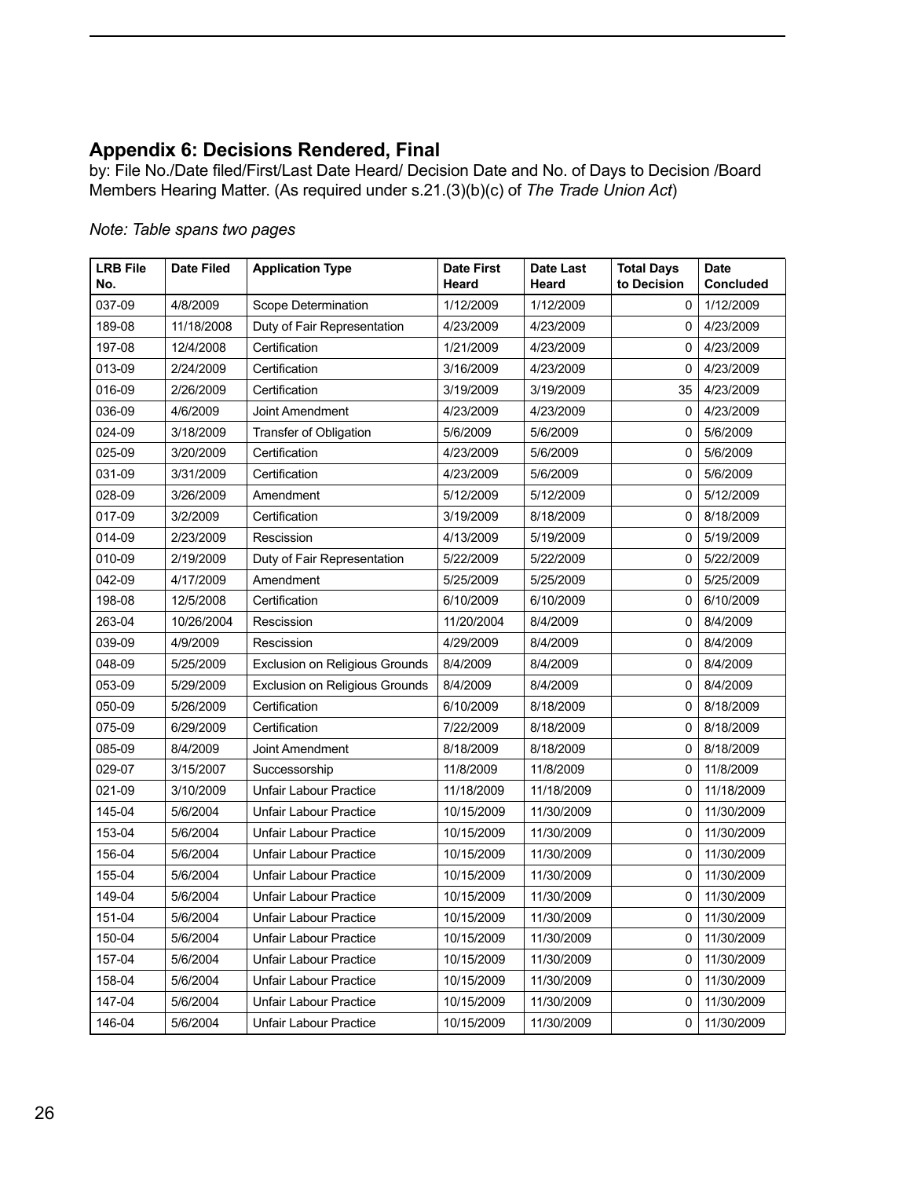## Appendix 6: Decisions Rendered, Final

by: File No./Date filed/First/Last Date Heard/ Decision Date and No. of Days to Decision /Board Members Hearing Matter. (As required under s.21.(3)(b)(c) of *The Trade Union Act*)

*Note: Table spans two pages*

| LRB File No. | Date Filed | Application Type | Date First Heard | Date Last Heard | Total Days to Decision | Date Concluded |
|---|---|---|---|---|---|---|
| 037-09 | 4/8/2009 | Scope Determination | 1/12/2009 | 1/12/2009 | 0 | 1/12/2009 |
| 189-08 | 11/18/2008 | Duty of Fair Representation | 4/23/2009 | 4/23/2009 | 0 | 4/23/2009 |
| 197-08 | 12/4/2008 | Certification | 1/21/2009 | 4/23/2009 | 0 | 4/23/2009 |
| 013-09 | 2/24/2009 | Certification | 3/16/2009 | 4/23/2009 | 0 | 4/23/2009 |
| 016-09 | 2/26/2009 | Certification | 3/19/2009 | 3/19/2009 | 35 | 4/23/2009 |
| 036-09 | 4/6/2009 | Joint Amendment | 4/23/2009 | 4/23/2009 | 0 | 4/23/2009 |
| 024-09 | 3/18/2009 | Transfer of Obligation | 5/6/2009 | 5/6/2009 | 0 | 5/6/2009 |
| 025-09 | 3/20/2009 | Certification | 4/23/2009 | 5/6/2009 | 0 | 5/6/2009 |
| 031-09 | 3/31/2009 | Certification | 4/23/2009 | 5/6/2009 | 0 | 5/6/2009 |
| 028-09 | 3/26/2009 | Amendment | 5/12/2009 | 5/12/2009 | 0 | 5/12/2009 |
| 017-09 | 3/2/2009 | Certification | 3/19/2009 | 8/18/2009 | 0 | 8/18/2009 |
| 014-09 | 2/23/2009 | Rescission | 4/13/2009 | 5/19/2009 | 0 | 5/19/2009 |
| 010-09 | 2/19/2009 | Duty of Fair Representation | 5/22/2009 | 5/22/2009 | 0 | 5/22/2009 |
| 042-09 | 4/17/2009 | Amendment | 5/25/2009 | 5/25/2009 | 0 | 5/25/2009 |
| 198-08 | 12/5/2008 | Certification | 6/10/2009 | 6/10/2009 | 0 | 6/10/2009 |
| 263-04 | 10/26/2004 | Rescission | 11/20/2004 | 8/4/2009 | 0 | 8/4/2009 |
| 039-09 | 4/9/2009 | Rescission | 4/29/2009 | 8/4/2009 | 0 | 8/4/2009 |
| 048-09 | 5/25/2009 | Exclusion on Religious Grounds | 8/4/2009 | 8/4/2009 | 0 | 8/4/2009 |
| 053-09 | 5/29/2009 | Exclusion on Religious Grounds | 8/4/2009 | 8/4/2009 | 0 | 8/4/2009 |
| 050-09 | 5/26/2009 | Certification | 6/10/2009 | 8/18/2009 | 0 | 8/18/2009 |
| 075-09 | 6/29/2009 | Certification | 7/22/2009 | 8/18/2009 | 0 | 8/18/2009 |
| 085-09 | 8/4/2009 | Joint Amendment | 8/18/2009 | 8/18/2009 | 0 | 8/18/2009 |
| 029-07 | 3/15/2007 | Successorship | 11/8/2009 | 11/8/2009 | 0 | 11/8/2009 |
| 021-09 | 3/10/2009 | Unfair Labour Practice | 11/18/2009 | 11/18/2009 | 0 | 11/18/2009 |
| 145-04 | 5/6/2004 | Unfair Labour Practice | 10/15/2009 | 11/30/2009 | 0 | 11/30/2009 |
| 153-04 | 5/6/2004 | Unfair Labour Practice | 10/15/2009 | 11/30/2009 | 0 | 11/30/2009 |
| 156-04 | 5/6/2004 | Unfair Labour Practice | 10/15/2009 | 11/30/2009 | 0 | 11/30/2009 |
| 155-04 | 5/6/2004 | Unfair Labour Practice | 10/15/2009 | 11/30/2009 | 0 | 11/30/2009 |
| 149-04 | 5/6/2004 | Unfair Labour Practice | 10/15/2009 | 11/30/2009 | 0 | 11/30/2009 |
| 151-04 | 5/6/2004 | Unfair Labour Practice | 10/15/2009 | 11/30/2009 | 0 | 11/30/2009 |
| 150-04 | 5/6/2004 | Unfair Labour Practice | 10/15/2009 | 11/30/2009 | 0 | 11/30/2009 |
| 157-04 | 5/6/2004 | Unfair Labour Practice | 10/15/2009 | 11/30/2009 | 0 | 11/30/2009 |
| 158-04 | 5/6/2004 | Unfair Labour Practice | 10/15/2009 | 11/30/2009 | 0 | 11/30/2009 |
| 147-04 | 5/6/2004 | Unfair Labour Practice | 10/15/2009 | 11/30/2009 | 0 | 11/30/2009 |
| 146-04 | 5/6/2004 | Unfair Labour Practice | 10/15/2009 | 11/30/2009 | 0 | 11/30/2009 |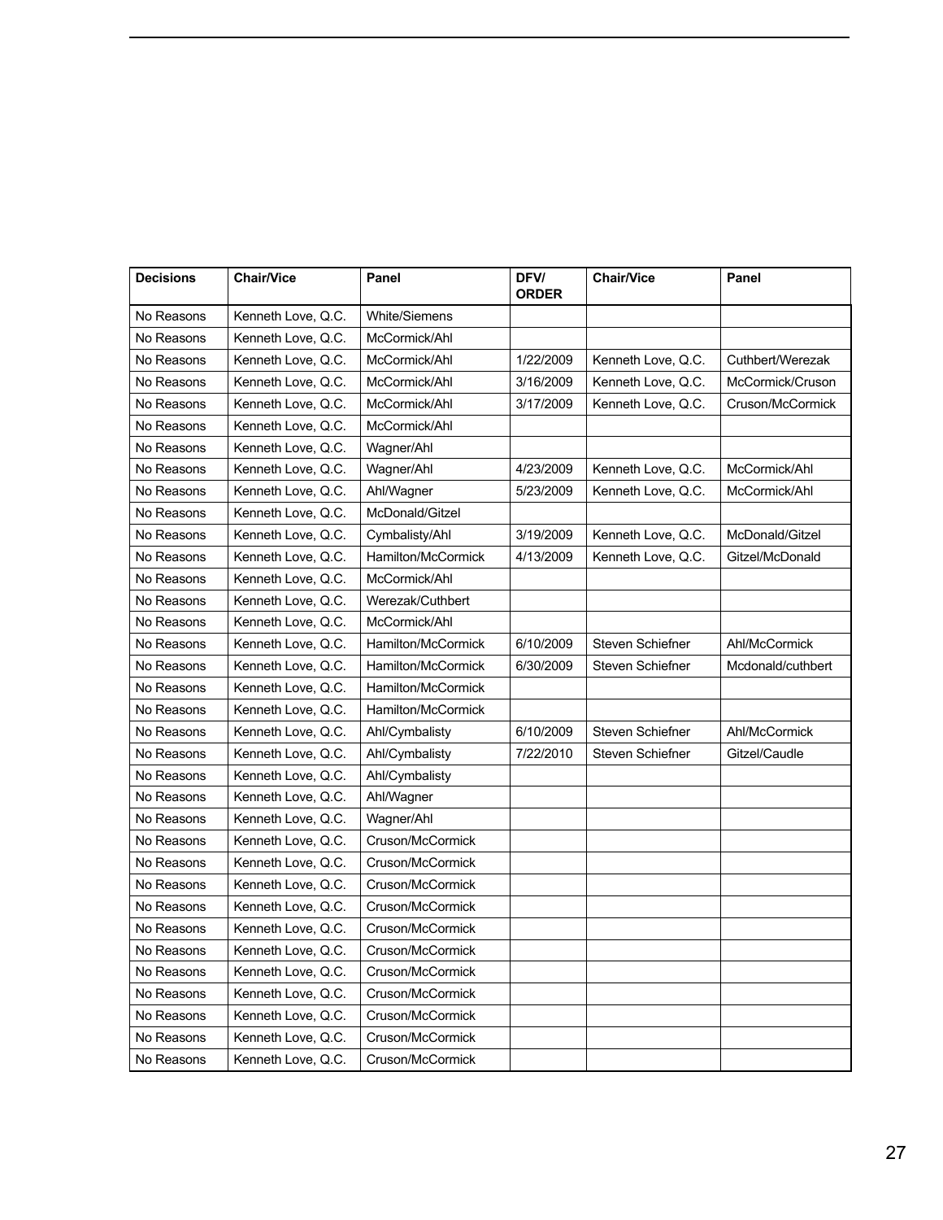| Decisions | Chair/Vice | Panel | DFV/ ORDER | Chair/Vice | Panel |
|---|---|---|---|---|---|
| No Reasons | Kenneth Love, Q.C. | White/Siemens | | | |
| No Reasons | Kenneth Love, Q.C. | McCormick/Ahl | | | |
| No Reasons | Kenneth Love, Q.C. | McCormick/Ahl | 1/22/2009 | Kenneth Love, Q.C. | Cuthbert/Werezak |
| No Reasons | Kenneth Love, Q.C. | McCormick/Ahl | 3/16/2009 | Kenneth Love, Q.C. | McCormick/Cruson |
| No Reasons | Kenneth Love, Q.C. | McCormick/Ahl | 3/17/2009 | Kenneth Love, Q.C. | Cruson/McCormick |
| No Reasons | Kenneth Love, Q.C. | McCormick/Ahl | | | |
| No Reasons | Kenneth Love, Q.C. | Wagner/Ahl | | | |
| No Reasons | Kenneth Love, Q.C. | Wagner/Ahl | 4/23/2009 | Kenneth Love, Q.C. | McCormick/Ahl |
| No Reasons | Kenneth Love, Q.C. | Ahl/Wagner | 5/23/2009 | Kenneth Love, Q.C. | McCormick/Ahl |
| No Reasons | Kenneth Love, Q.C. | McDonald/Gitzel | | | |
| No Reasons | Kenneth Love, Q.C. | Cymbalisty/Ahl | 3/19/2009 | Kenneth Love, Q.C. | McDonald/Gitzel |
| No Reasons | Kenneth Love, Q.C. | Hamilton/McCormick | 4/13/2009 | Kenneth Love, Q.C. | Gitzel/McDonald |
| No Reasons | Kenneth Love, Q.C. | McCormick/Ahl | | | |
| No Reasons | Kenneth Love, Q.C. | Werezak/Cuthbert | | | |
| No Reasons | Kenneth Love, Q.C. | McCormick/Ahl | | | |
| No Reasons | Kenneth Love, Q.C. | Hamilton/McCormick | 6/10/2009 | Steven Schiefner | Ahl/McCormick |
| No Reasons | Kenneth Love, Q.C. | Hamilton/McCormick | 6/30/2009 | Steven Schiefner | Mcdonald/cuthbert |
| No Reasons | Kenneth Love, Q.C. | Hamilton/McCormick | | | |
| No Reasons | Kenneth Love, Q.C. | Hamilton/McCormick | | | |
| No Reasons | Kenneth Love, Q.C. | Ahl/Cymbalisty | 6/10/2009 | Steven Schiefner | Ahl/McCormick |
| No Reasons | Kenneth Love, Q.C. | Ahl/Cymbalisty | 7/22/2010 | Steven Schiefner | Gitzel/Caudle |
| No Reasons | Kenneth Love, Q.C. | Ahl/Cymbalisty | | | |
| No Reasons | Kenneth Love, Q.C. | Ahl/Wagner | | | |
| No Reasons | Kenneth Love, Q.C. | Wagner/Ahl | | | |
| No Reasons | Kenneth Love, Q.C. | Cruson/McCormick | | | |
| No Reasons | Kenneth Love, Q.C. | Cruson/McCormick | | | |
| No Reasons | Kenneth Love, Q.C. | Cruson/McCormick | | | |
| No Reasons | Kenneth Love, Q.C. | Cruson/McCormick | | | |
| No Reasons | Kenneth Love, Q.C. | Cruson/McCormick | | | |
| No Reasons | Kenneth Love, Q.C. | Cruson/McCormick | | | |
| No Reasons | Kenneth Love, Q.C. | Cruson/McCormick | | | |
| No Reasons | Kenneth Love, Q.C. | Cruson/McCormick | | | |
| No Reasons | Kenneth Love, Q.C. | Cruson/McCormick | | | |
| No Reasons | Kenneth Love, Q.C. | Cruson/McCormick | | | |
| No Reasons | Kenneth Love, Q.C. | Cruson/McCormick | | | |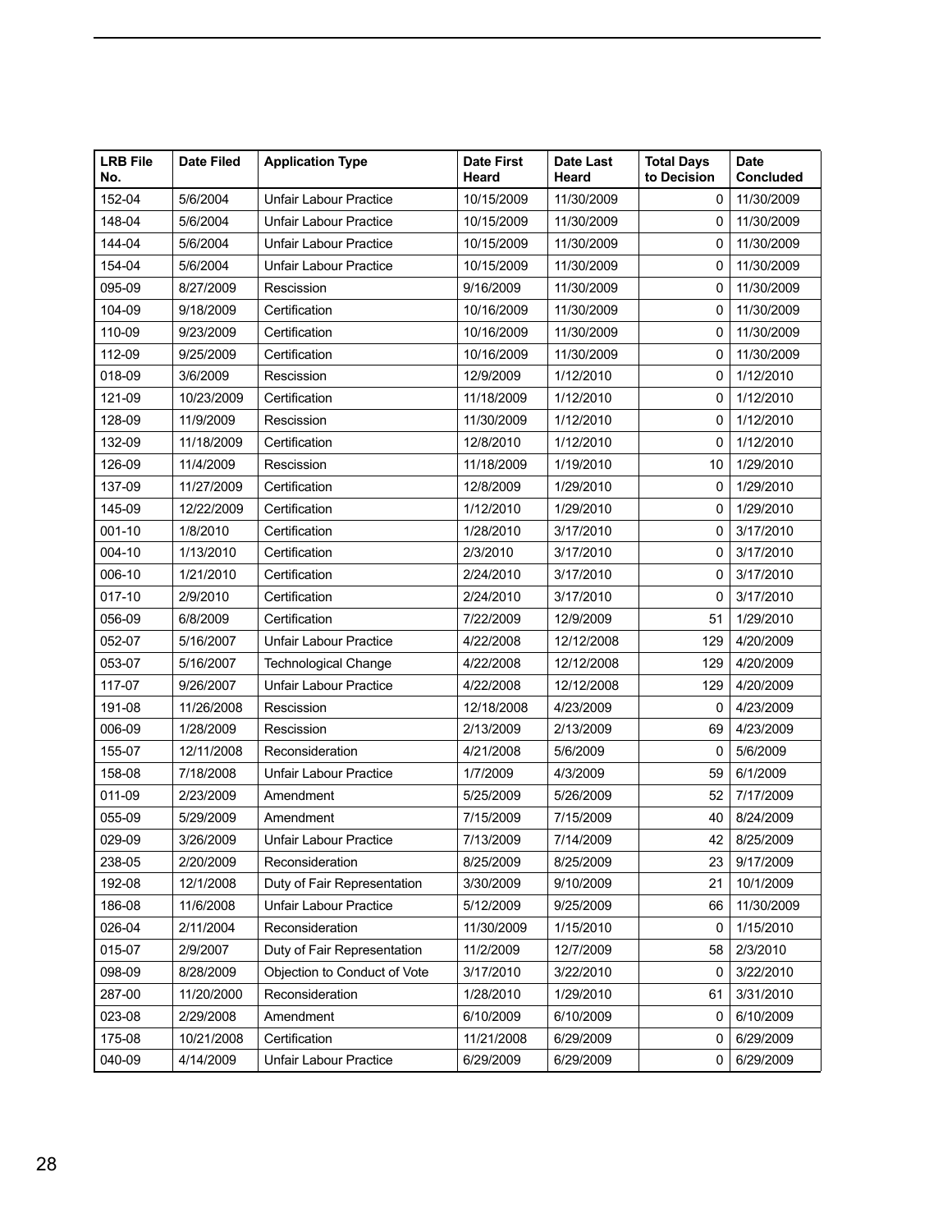| LRB File No. | Date Filed | Application Type | Date First Heard | Date Last Heard | Total Days to Decision | Date Concluded |
|---|---|---|---|---|---|---|
| 152-04 | 5/6/2004 | Unfair Labour Practice | 10/15/2009 | 11/30/2009 | 0 | 11/30/2009 |
| 148-04 | 5/6/2004 | Unfair Labour Practice | 10/15/2009 | 11/30/2009 | 0 | 11/30/2009 |
| 144-04 | 5/6/2004 | Unfair Labour Practice | 10/15/2009 | 11/30/2009 | 0 | 11/30/2009 |
| 154-04 | 5/6/2004 | Unfair Labour Practice | 10/15/2009 | 11/30/2009 | 0 | 11/30/2009 |
| 095-09 | 8/27/2009 | Rescission | 9/16/2009 | 11/30/2009 | 0 | 11/30/2009 |
| 104-09 | 9/18/2009 | Certification | 10/16/2009 | 11/30/2009 | 0 | 11/30/2009 |
| 110-09 | 9/23/2009 | Certification | 10/16/2009 | 11/30/2009 | 0 | 11/30/2009 |
| 112-09 | 9/25/2009 | Certification | 10/16/2009 | 11/30/2009 | 0 | 11/30/2009 |
| 018-09 | 3/6/2009 | Rescission | 12/9/2009 | 1/12/2010 | 0 | 1/12/2010 |
| 121-09 | 10/23/2009 | Certification | 11/18/2009 | 1/12/2010 | 0 | 1/12/2010 |
| 128-09 | 11/9/2009 | Rescission | 11/30/2009 | 1/12/2010 | 0 | 1/12/2010 |
| 132-09 | 11/18/2009 | Certification | 12/8/2010 | 1/12/2010 | 0 | 1/12/2010 |
| 126-09 | 11/4/2009 | Rescission | 11/18/2009 | 1/19/2010 | 10 | 1/29/2010 |
| 137-09 | 11/27/2009 | Certification | 12/8/2009 | 1/29/2010 | 0 | 1/29/2010 |
| 145-09 | 12/22/2009 | Certification | 1/12/2010 | 1/29/2010 | 0 | 1/29/2010 |
| 001-10 | 1/8/2010 | Certification | 1/28/2010 | 3/17/2010 | 0 | 3/17/2010 |
| 004-10 | 1/13/2010 | Certification | 2/3/2010 | 3/17/2010 | 0 | 3/17/2010 |
| 006-10 | 1/21/2010 | Certification | 2/24/2010 | 3/17/2010 | 0 | 3/17/2010 |
| 017-10 | 2/9/2010 | Certification | 2/24/2010 | 3/17/2010 | 0 | 3/17/2010 |
| 056-09 | 6/8/2009 | Certification | 7/22/2009 | 12/9/2009 | 51 | 1/29/2010 |
| 052-07 | 5/16/2007 | Unfair Labour Practice | 4/22/2008 | 12/12/2008 | 129 | 4/20/2009 |
| 053-07 | 5/16/2007 | Technological Change | 4/22/2008 | 12/12/2008 | 129 | 4/20/2009 |
| 117-07 | 9/26/2007 | Unfair Labour Practice | 4/22/2008 | 12/12/2008 | 129 | 4/20/2009 |
| 191-08 | 11/26/2008 | Rescission | 12/18/2008 | 4/23/2009 | 0 | 4/23/2009 |
| 006-09 | 1/28/2009 | Rescission | 2/13/2009 | 2/13/2009 | 69 | 4/23/2009 |
| 155-07 | 12/11/2008 | Reconsideration | 4/21/2008 | 5/6/2009 | 0 | 5/6/2009 |
| 158-08 | 7/18/2008 | Unfair Labour Practice | 1/7/2009 | 4/3/2009 | 59 | 6/1/2009 |
| 011-09 | 2/23/2009 | Amendment | 5/25/2009 | 5/26/2009 | 52 | 7/17/2009 |
| 055-09 | 5/29/2009 | Amendment | 7/15/2009 | 7/15/2009 | 40 | 8/24/2009 |
| 029-09 | 3/26/2009 | Unfair Labour Practice | 7/13/2009 | 7/14/2009 | 42 | 8/25/2009 |
| 238-05 | 2/20/2009 | Reconsideration | 8/25/2009 | 8/25/2009 | 23 | 9/17/2009 |
| 192-08 | 12/1/2008 | Duty of Fair Representation | 3/30/2009 | 9/10/2009 | 21 | 10/1/2009 |
| 186-08 | 11/6/2008 | Unfair Labour Practice | 5/12/2009 | 9/25/2009 | 66 | 11/30/2009 |
| 026-04 | 2/11/2004 | Reconsideration | 11/30/2009 | 1/15/2010 | 0 | 1/15/2010 |
| 015-07 | 2/9/2007 | Duty of Fair Representation | 11/2/2009 | 12/7/2009 | 58 | 2/3/2010 |
| 098-09 | 8/28/2009 | Objection to Conduct of Vote | 3/17/2010 | 3/22/2010 | 0 | 3/22/2010 |
| 287-00 | 11/20/2000 | Reconsideration | 1/28/2010 | 1/29/2010 | 61 | 3/31/2010 |
| 023-08 | 2/29/2008 | Amendment | 6/10/2009 | 6/10/2009 | 0 | 6/10/2009 |
| 175-08 | 10/21/2008 | Certification | 11/21/2008 | 6/29/2009 | 0 | 6/29/2009 |
| 040-09 | 4/14/2009 | Unfair Labour Practice | 6/29/2009 | 6/29/2009 | 0 | 6/29/2009 |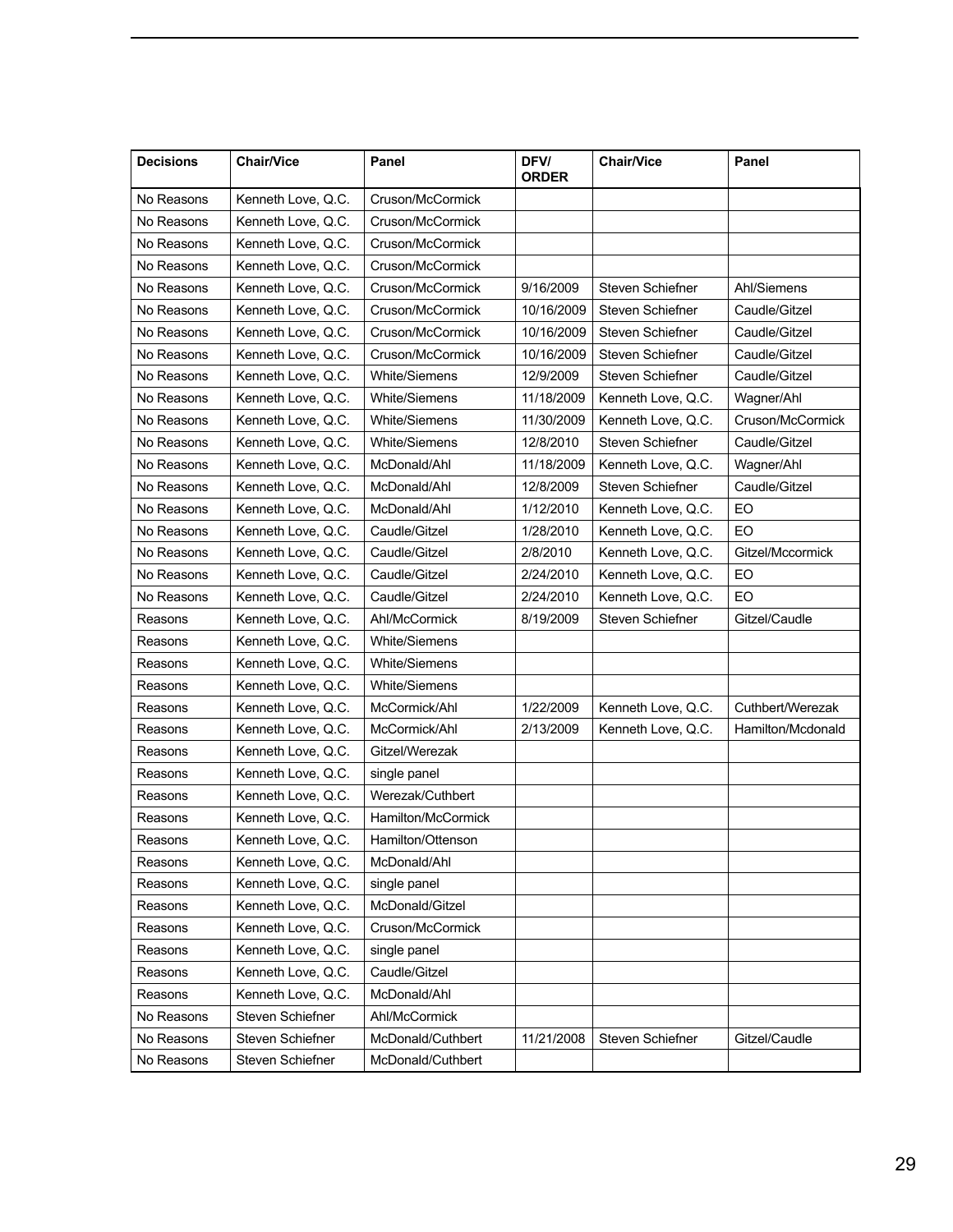| Decisions | Chair/Vice | Panel | DFV/ ORDER | Chair/Vice | Panel |
| --- | --- | --- | --- | --- | --- |
| No Reasons | Kenneth Love, Q.C. | Cruson/McCormick | | | |
| No Reasons | Kenneth Love, Q.C. | Cruson/McCormick | | | |
| No Reasons | Kenneth Love, Q.C. | Cruson/McCormick | | | |
| No Reasons | Kenneth Love, Q.C. | Cruson/McCormick | | | |
| No Reasons | Kenneth Love, Q.C. | Cruson/McCormick | 9/16/2009 | Steven Schiefner | Ahl/Siemens |
| No Reasons | Kenneth Love, Q.C. | Cruson/McCormick | 10/16/2009 | Steven Schiefner | Caudle/Gitzel |
| No Reasons | Kenneth Love, Q.C. | Cruson/McCormick | 10/16/2009 | Steven Schiefner | Caudle/Gitzel |
| No Reasons | Kenneth Love, Q.C. | Cruson/McCormick | 10/16/2009 | Steven Schiefner | Caudle/Gitzel |
| No Reasons | Kenneth Love, Q.C. | White/Siemens | 12/9/2009 | Steven Schiefner | Caudle/Gitzel |
| No Reasons | Kenneth Love, Q.C. | White/Siemens | 11/18/2009 | Kenneth Love, Q.C. | Wagner/Ahl |
| No Reasons | Kenneth Love, Q.C. | White/Siemens | 11/30/2009 | Kenneth Love, Q.C. | Cruson/McCormick |
| No Reasons | Kenneth Love, Q.C. | White/Siemens | 12/8/2010 | Steven Schiefner | Caudle/Gitzel |
| No Reasons | Kenneth Love, Q.C. | McDonald/Ahl | 11/18/2009 | Kenneth Love, Q.C. | Wagner/Ahl |
| No Reasons | Kenneth Love, Q.C. | McDonald/Ahl | 12/8/2009 | Steven Schiefner | Caudle/Gitzel |
| No Reasons | Kenneth Love, Q.C. | McDonald/Ahl | 1/12/2010 | Kenneth Love, Q.C. | EO |
| No Reasons | Kenneth Love, Q.C. | Caudle/Gitzel | 1/28/2010 | Kenneth Love, Q.C. | EO |
| No Reasons | Kenneth Love, Q.C. | Caudle/Gitzel | 2/8/2010 | Kenneth Love, Q.C. | Gitzel/Mccormick |
| No Reasons | Kenneth Love, Q.C. | Caudle/Gitzel | 2/24/2010 | Kenneth Love, Q.C. | EO |
| No Reasons | Kenneth Love, Q.C. | Caudle/Gitzel | 2/24/2010 | Kenneth Love, Q.C. | EO |
| Reasons | Kenneth Love, Q.C. | Ahl/McCormick | 8/19/2009 | Steven Schiefner | Gitzel/Caudle |
| Reasons | Kenneth Love, Q.C. | White/Siemens | | | |
| Reasons | Kenneth Love, Q.C. | White/Siemens | | | |
| Reasons | Kenneth Love, Q.C. | White/Siemens | | | |
| Reasons | Kenneth Love, Q.C. | McCormick/Ahl | 1/22/2009 | Kenneth Love, Q.C. | Cuthbert/Werezak |
| Reasons | Kenneth Love, Q.C. | McCormick/Ahl | 2/13/2009 | Kenneth Love, Q.C. | Hamilton/Mcdonald |
| Reasons | Kenneth Love, Q.C. | Gitzel/Werezak | | | |
| Reasons | Kenneth Love, Q.C. | single panel | | | |
| Reasons | Kenneth Love, Q.C. | Werezak/Cuthbert | | | |
| Reasons | Kenneth Love, Q.C. | Hamilton/McCormick | | | |
| Reasons | Kenneth Love, Q.C. | Hamilton/Ottenson | | | |
| Reasons | Kenneth Love, Q.C. | McDonald/Ahl | | | |
| Reasons | Kenneth Love, Q.C. | single panel | | | |
| Reasons | Kenneth Love, Q.C. | McDonald/Gitzel | | | |
| Reasons | Kenneth Love, Q.C. | Cruson/McCormick | | | |
| Reasons | Kenneth Love, Q.C. | single panel | | | |
| Reasons | Kenneth Love, Q.C. | Caudle/Gitzel | | | |
| Reasons | Kenneth Love, Q.C. | McDonald/Ahl | | | |
| No Reasons | Steven Schiefner | Ahl/McCormick | | | |
| No Reasons | Steven Schiefner | McDonald/Cuthbert | 11/21/2008 | Steven Schiefner | Gitzel/Caudle |
| No Reasons | Steven Schiefner | McDonald/Cuthbert | | | |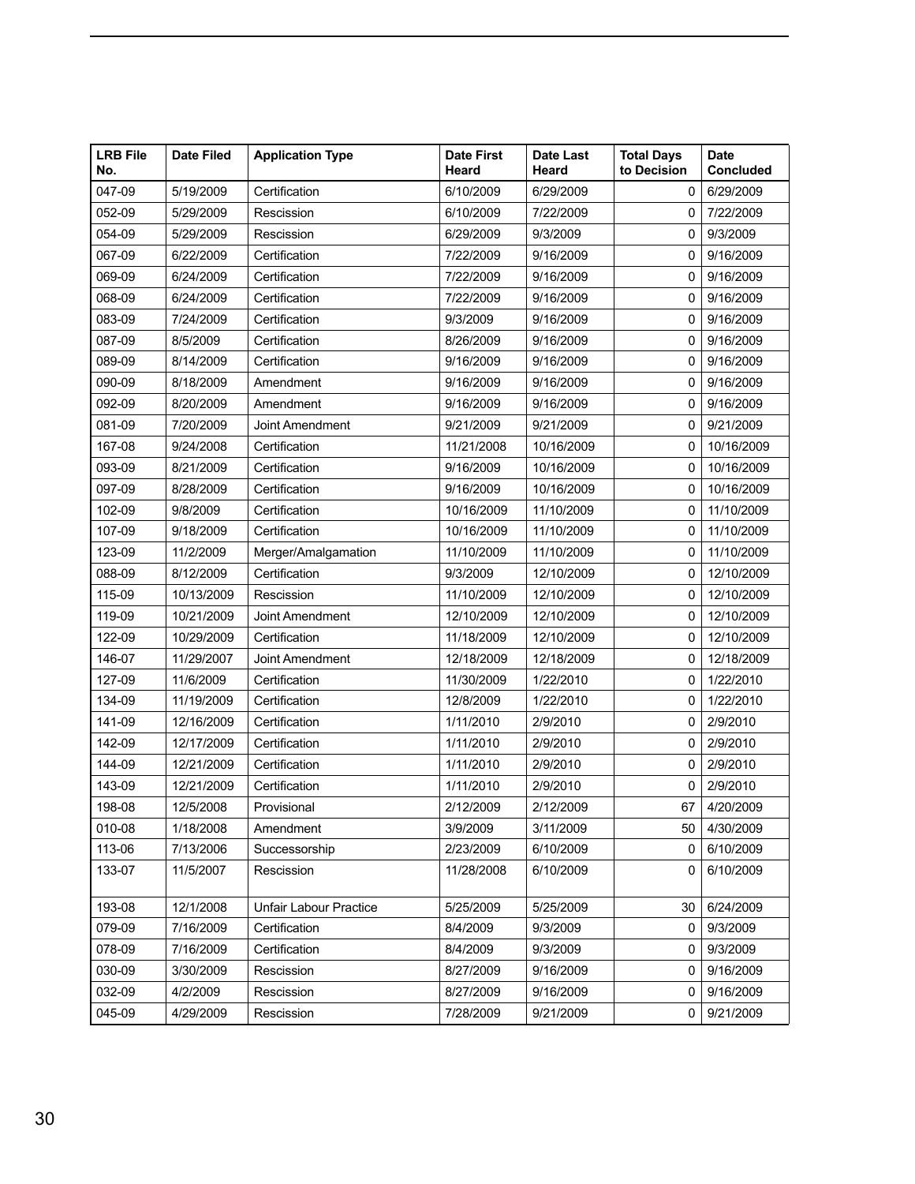| LRB File No. | Date Filed | Application Type | Date First Heard | Date Last Heard | Total Days to Decision | Date Concluded |
|---|---|---|---|---|---|---|
| 047-09 | 5/19/2009 | Certification | 6/10/2009 | 6/29/2009 | 0 | 6/29/2009 |
| 052-09 | 5/29/2009 | Rescission | 6/10/2009 | 7/22/2009 | 0 | 7/22/2009 |
| 054-09 | 5/29/2009 | Rescission | 6/29/2009 | 9/3/2009 | 0 | 9/3/2009 |
| 067-09 | 6/22/2009 | Certification | 7/22/2009 | 9/16/2009 | 0 | 9/16/2009 |
| 069-09 | 6/24/2009 | Certification | 7/22/2009 | 9/16/2009 | 0 | 9/16/2009 |
| 068-09 | 6/24/2009 | Certification | 7/22/2009 | 9/16/2009 | 0 | 9/16/2009 |
| 083-09 | 7/24/2009 | Certification | 9/3/2009 | 9/16/2009 | 0 | 9/16/2009 |
| 087-09 | 8/5/2009 | Certification | 8/26/2009 | 9/16/2009 | 0 | 9/16/2009 |
| 089-09 | 8/14/2009 | Certification | 9/16/2009 | 9/16/2009 | 0 | 9/16/2009 |
| 090-09 | 8/18/2009 | Amendment | 9/16/2009 | 9/16/2009 | 0 | 9/16/2009 |
| 092-09 | 8/20/2009 | Amendment | 9/16/2009 | 9/16/2009 | 0 | 9/16/2009 |
| 081-09 | 7/20/2009 | Joint Amendment | 9/21/2009 | 9/21/2009 | 0 | 9/21/2009 |
| 167-08 | 9/24/2008 | Certification | 11/21/2008 | 10/16/2009 | 0 | 10/16/2009 |
| 093-09 | 8/21/2009 | Certification | 9/16/2009 | 10/16/2009 | 0 | 10/16/2009 |
| 097-09 | 8/28/2009 | Certification | 9/16/2009 | 10/16/2009 | 0 | 10/16/2009 |
| 102-09 | 9/8/2009 | Certification | 10/16/2009 | 11/10/2009 | 0 | 11/10/2009 |
| 107-09 | 9/18/2009 | Certification | 10/16/2009 | 11/10/2009 | 0 | 11/10/2009 |
| 123-09 | 11/2/2009 | Merger/Amalgamation | 11/10/2009 | 11/10/2009 | 0 | 11/10/2009 |
| 088-09 | 8/12/2009 | Certification | 9/3/2009 | 12/10/2009 | 0 | 12/10/2009 |
| 115-09 | 10/13/2009 | Rescission | 11/10/2009 | 12/10/2009 | 0 | 12/10/2009 |
| 119-09 | 10/21/2009 | Joint Amendment | 12/10/2009 | 12/10/2009 | 0 | 12/10/2009 |
| 122-09 | 10/29/2009 | Certification | 11/18/2009 | 12/10/2009 | 0 | 12/10/2009 |
| 146-07 | 11/29/2007 | Joint Amendment | 12/18/2009 | 12/18/2009 | 0 | 12/18/2009 |
| 127-09 | 11/6/2009 | Certification | 11/30/2009 | 1/22/2010 | 0 | 1/22/2010 |
| 134-09 | 11/19/2009 | Certification | 12/8/2009 | 1/22/2010 | 0 | 1/22/2010 |
| 141-09 | 12/16/2009 | Certification | 1/11/2010 | 2/9/2010 | 0 | 2/9/2010 |
| 142-09 | 12/17/2009 | Certification | 1/11/2010 | 2/9/2010 | 0 | 2/9/2010 |
| 144-09 | 12/21/2009 | Certification | 1/11/2010 | 2/9/2010 | 0 | 2/9/2010 |
| 143-09 | 12/21/2009 | Certification | 1/11/2010 | 2/9/2010 | 0 | 2/9/2010 |
| 198-08 | 12/5/2008 | Provisional | 2/12/2009 | 2/12/2009 | 67 | 4/20/2009 |
| 010-08 | 1/18/2008 | Amendment | 3/9/2009 | 3/11/2009 | 50 | 4/30/2009 |
| 113-06 | 7/13/2006 | Successorship | 2/23/2009 | 6/10/2009 | 0 | 6/10/2009 |
| 133-07 | 11/5/2007 | Rescission | 11/28/2008 | 6/10/2009 | 0 | 6/10/2009 |
| 193-08 | 12/1/2008 | Unfair Labour Practice | 5/25/2009 | 5/25/2009 | 30 | 6/24/2009 |
| 079-09 | 7/16/2009 | Certification | 8/4/2009 | 9/3/2009 | 0 | 9/3/2009 |
| 078-09 | 7/16/2009 | Certification | 8/4/2009 | 9/3/2009 | 0 | 9/3/2009 |
| 030-09 | 3/30/2009 | Rescission | 8/27/2009 | 9/16/2009 | 0 | 9/16/2009 |
| 032-09 | 4/2/2009 | Rescission | 8/27/2009 | 9/16/2009 | 0 | 9/16/2009 |
| 045-09 | 4/29/2009 | Rescission | 7/28/2009 | 9/21/2009 | 0 | 9/21/2009 |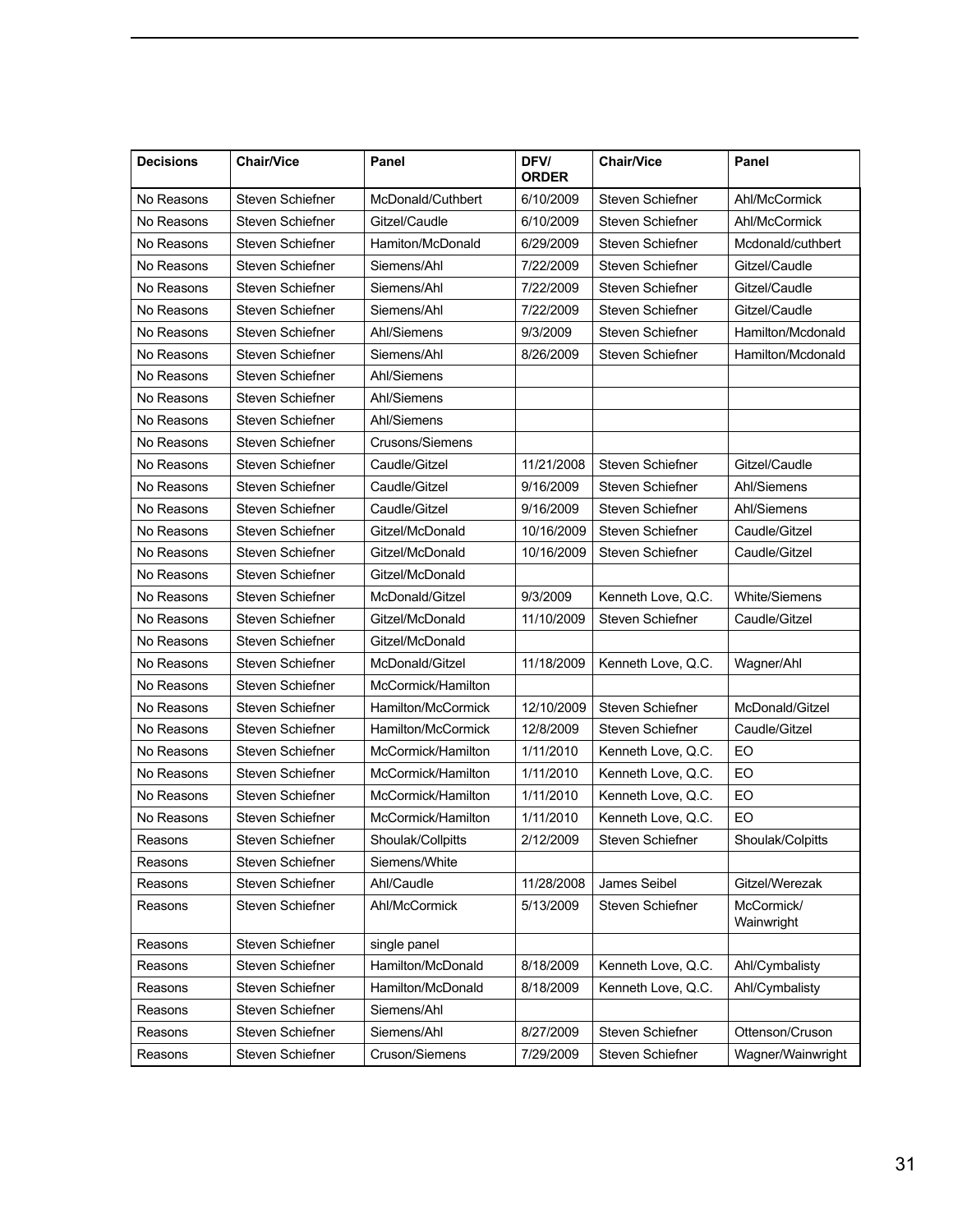| Decisions | Chair/Vice | Panel | DFV/ ORDER | Chair/Vice | Panel |
|---|---|---|---|---|---|
| No Reasons | Steven Schiefner | McDonald/Cuthbert | 6/10/2009 | Steven Schiefner | Ahl/McCormick |
| No Reasons | Steven Schiefner | Gitzel/Caudle | 6/10/2009 | Steven Schiefner | Ahl/McCormick |
| No Reasons | Steven Schiefner | Hamiton/McDonald | 6/29/2009 | Steven Schiefner | Mcdonald/cuthbert |
| No Reasons | Steven Schiefner | Siemens/Ahl | 7/22/2009 | Steven Schiefner | Gitzel/Caudle |
| No Reasons | Steven Schiefner | Siemens/Ahl | 7/22/2009 | Steven Schiefner | Gitzel/Caudle |
| No Reasons | Steven Schiefner | Siemens/Ahl | 7/22/2009 | Steven Schiefner | Gitzel/Caudle |
| No Reasons | Steven Schiefner | Ahl/Siemens | 9/3/2009 | Steven Schiefner | Hamilton/Mcdonald |
| No Reasons | Steven Schiefner | Siemens/Ahl | 8/26/2009 | Steven Schiefner | Hamilton/Mcdonald |
| No Reasons | Steven Schiefner | Ahl/Siemens | | | |
| No Reasons | Steven Schiefner | Ahl/Siemens | | | |
| No Reasons | Steven Schiefner | Ahl/Siemens | | | |
| No Reasons | Steven Schiefner | Crusons/Siemens | | | |
| No Reasons | Steven Schiefner | Caudle/Gitzel | 11/21/2008 | Steven Schiefner | Gitzel/Caudle |
| No Reasons | Steven Schiefner | Caudle/Gitzel | 9/16/2009 | Steven Schiefner | Ahl/Siemens |
| No Reasons | Steven Schiefner | Caudle/Gitzel | 9/16/2009 | Steven Schiefner | Ahl/Siemens |
| No Reasons | Steven Schiefner | Gitzel/McDonald | 10/16/2009 | Steven Schiefner | Caudle/Gitzel |
| No Reasons | Steven Schiefner | Gitzel/McDonald | 10/16/2009 | Steven Schiefner | Caudle/Gitzel |
| No Reasons | Steven Schiefner | Gitzel/McDonald | | | |
| No Reasons | Steven Schiefner | McDonald/Gitzel | 9/3/2009 | Kenneth Love, Q.C. | White/Siemens |
| No Reasons | Steven Schiefner | Gitzel/McDonald | 11/10/2009 | Steven Schiefner | Caudle/Gitzel |
| No Reasons | Steven Schiefner | Gitzel/McDonald | | | |
| No Reasons | Steven Schiefner | McDonald/Gitzel | 11/18/2009 | Kenneth Love, Q.C. | Wagner/Ahl |
| No Reasons | Steven Schiefner | McCormick/Hamilton | | | |
| No Reasons | Steven Schiefner | Hamilton/McCormick | 12/10/2009 | Steven Schiefner | McDonald/Gitzel |
| No Reasons | Steven Schiefner | Hamilton/McCormick | 12/8/2009 | Steven Schiefner | Caudle/Gitzel |
| No Reasons | Steven Schiefner | McCormick/Hamilton | 1/11/2010 | Kenneth Love, Q.C. | EO |
| No Reasons | Steven Schiefner | McCormick/Hamilton | 1/11/2010 | Kenneth Love, Q.C. | EO |
| No Reasons | Steven Schiefner | McCormick/Hamilton | 1/11/2010 | Kenneth Love, Q.C. | EO |
| No Reasons | Steven Schiefner | McCormick/Hamilton | 1/11/2010 | Kenneth Love, Q.C. | EO |
| Reasons | Steven Schiefner | Shoulak/Colpitts | 2/12/2009 | Steven Schiefner | Shoulak/Colpitts |
| Reasons | Steven Schiefner | Siemens/White | | | |
| Reasons | Steven Schiefner | Ahl/Caudle | 11/28/2008 | James Seibel | Gitzel/Werezak |
| Reasons | Steven Schiefner | Ahl/McCormick | 5/13/2009 | Steven Schiefner | McCormick/ Wainwright |
| Reasons | Steven Schiefner | single panel | | | |
| Reasons | Steven Schiefner | Hamilton/McDonald | 8/18/2009 | Kenneth Love, Q.C. | Ahl/Cymbalisty |
| Reasons | Steven Schiefner | Hamilton/McDonald | 8/18/2009 | Kenneth Love, Q.C. | Ahl/Cymbalisty |
| Reasons | Steven Schiefner | Siemens/Ahl | | | |
| Reasons | Steven Schiefner | Siemens/Ahl | 8/27/2009 | Steven Schiefner | Ottenson/Cruson |
| Reasons | Steven Schiefner | Cruson/Siemens | 7/29/2009 | Steven Schiefner | Wagner/Wainwright |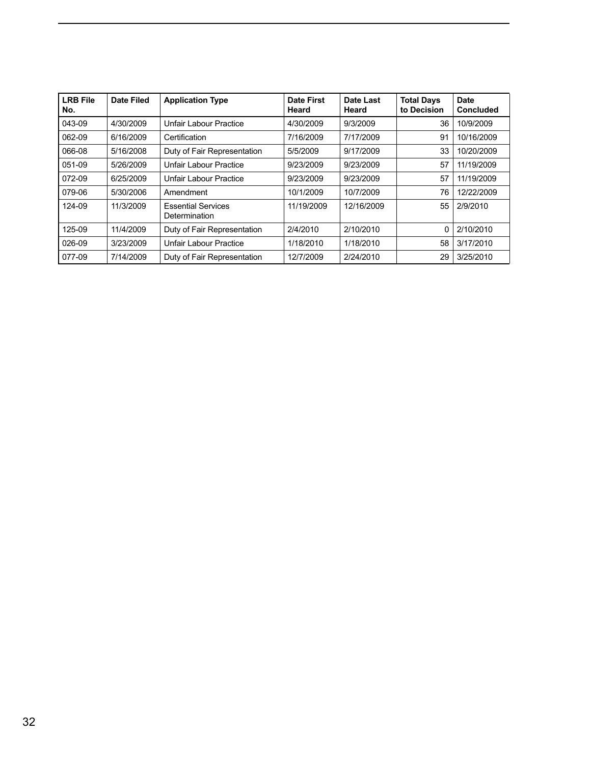| LRB File No. | Date Filed | Application Type | Date First Heard | Date Last Heard | Total Days to Decision | Date Concluded |
|---|---|---|---|---|---|---|
| 043-09 | 4/30/2009 | Unfair Labour Practice | 4/30/2009 | 9/3/2009 | 36 | 10/9/2009 |
| 062-09 | 6/16/2009 | Certification | 7/16/2009 | 7/17/2009 | 91 | 10/16/2009 |
| 066-08 | 5/16/2008 | Duty of Fair Representation | 5/5/2009 | 9/17/2009 | 33 | 10/20/2009 |
| 051-09 | 5/26/2009 | Unfair Labour Practice | 9/23/2009 | 9/23/2009 | 57 | 11/19/2009 |
| 072-09 | 6/25/2009 | Unfair Labour Practice | 9/23/2009 | 9/23/2009 | 57 | 11/19/2009 |
| 079-06 | 5/30/2006 | Amendment | 10/1/2009 | 10/7/2009 | 76 | 12/22/2009 |
| 124-09 | 11/3/2009 | Essential Services Determination | 11/19/2009 | 12/16/2009 | 55 | 2/9/2010 |
| 125-09 | 11/4/2009 | Duty of Fair Representation | 2/4/2010 | 2/10/2010 | 0 | 2/10/2010 |
| 026-09 | 3/23/2009 | Unfair Labour Practice | 1/18/2010 | 1/18/2010 | 58 | 3/17/2010 |
| 077-09 | 7/14/2009 | Duty of Fair Representation | 12/7/2009 | 2/24/2010 | 29 | 3/25/2010 |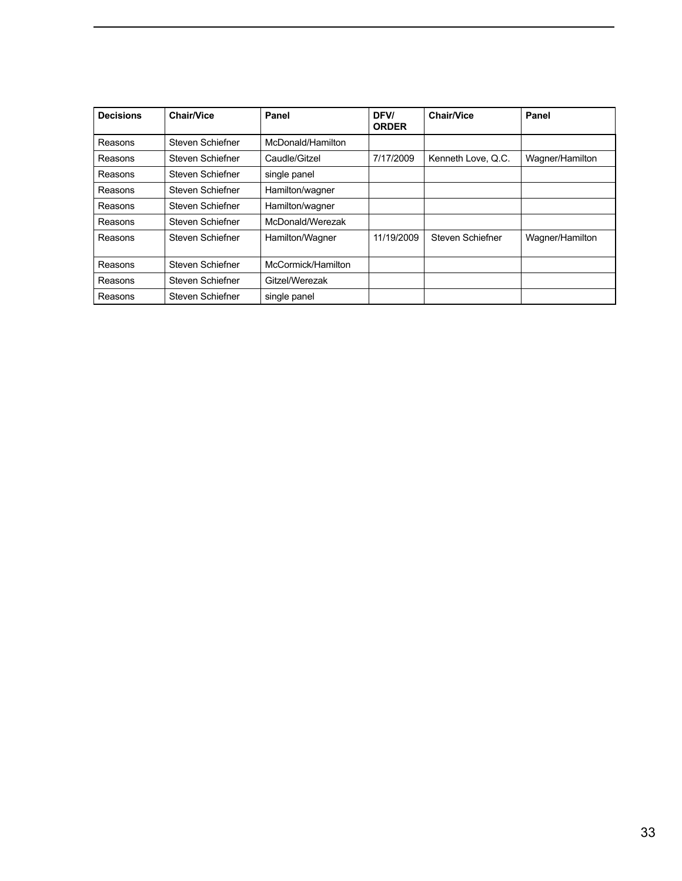| Decisions | Chair/Vice | Panel | DFV/ ORDER | Chair/Vice | Panel |
|---|---|---|---|---|---|
| Reasons | Steven Schiefner | McDonald/Hamilton | | | |
| Reasons | Steven Schiefner | Caudle/Gitzel | 7/17/2009 | Kenneth Love, Q.C. | Wagner/Hamilton |
| Reasons | Steven Schiefner | single panel | | | |
| Reasons | Steven Schiefner | Hamilton/wagner | | | |
| Reasons | Steven Schiefner | Hamilton/wagner | | | |
| Reasons | Steven Schiefner | McDonald/Werezak | | | |
| Reasons | Steven Schiefner | Hamilton/Wagner | 11/19/2009 | Steven Schiefner | Wagner/Hamilton |
| Reasons | Steven Schiefner | McCormick/Hamilton | | | |
| Reasons | Steven Schiefner | Gitzel/Werezak | | | |
| Reasons | Steven Schiefner | single panel | | | |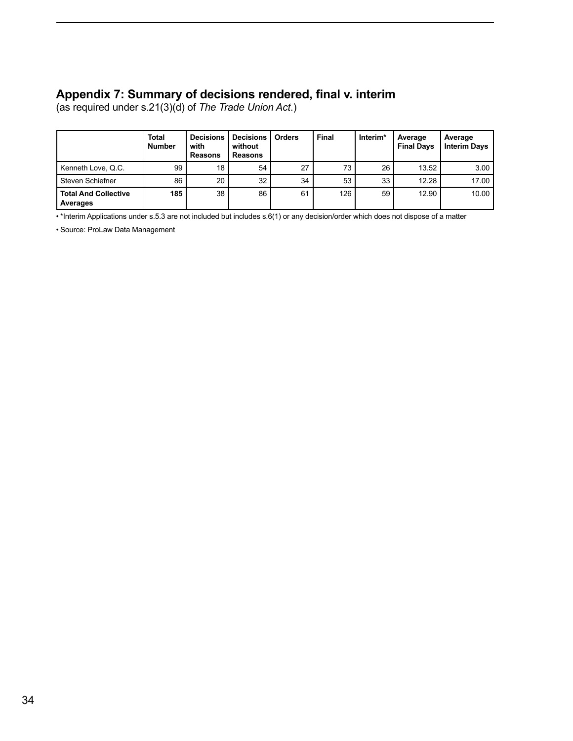## Appendix 7: Summary of decisions rendered, final v. interim

(as required under s.21(3)(d) of *The Trade Union Act*.)

| | Total Number | Decisions with Reasons | Decisions without Reasons | Orders | Final | Interim* | Average Final Days | Average Interim Days |
|---|---|---|---|---|---|---|---|---|
| Kenneth Love, Q.C. | 99 | 18 | 54 | 27 | 73 | 26 | 13.52 | 3.00 |
| Steven Schiefner | 86 | 20 | 32 | 34 | 53 | 33 | 12.28 | 17.00 |
| **Total And Collective Averages** | **185** | 38 | 86 | 61 | 126 | 59 | 12.90 | 10.00 |

- *Interim Applications under s.5.3 are not included but includes s.6(1) or any decision/order which does not dispose of a matter
- Source: ProLaw Data Management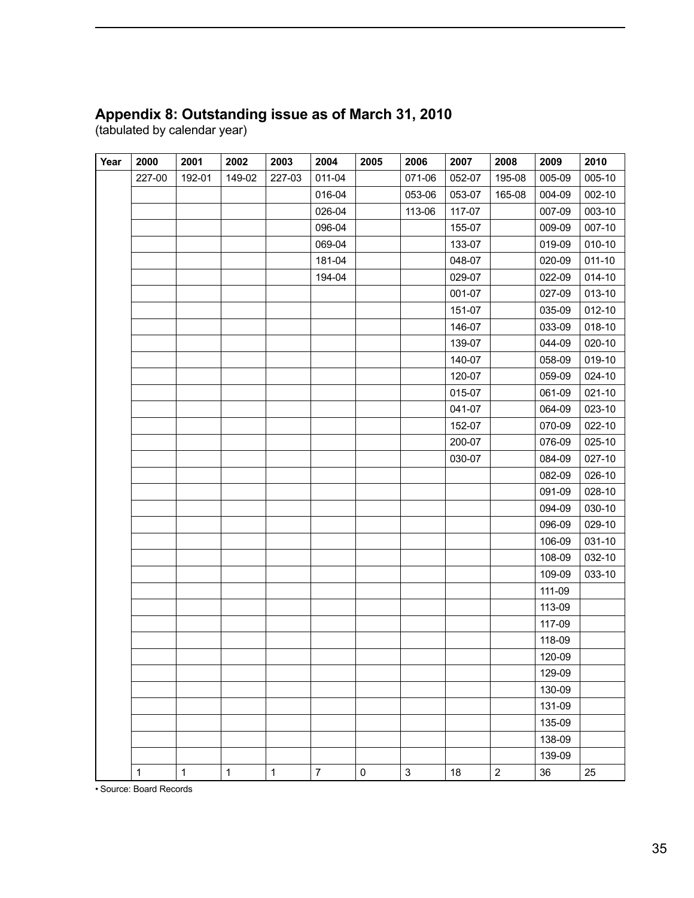## Appendix 8: Outstanding issue as of March 31, 2010

(tabulated by calendar year)

| Year | 2000 | 2001 | 2002 | 2003 | 2004 | 2005 | 2006 | 2007 | 2008 | 2009 | 2010 |
|---|---|---|---|---|---|---|---|---|---|---|---|
| | 227-00 | 192-01 | 149-02 | 227-03 | 011-04 | | 071-06 | 052-07 | 195-08 | 005-09 | 005-10 |
| | | | | | 016-04 | | 053-06 | 053-07 | 165-08 | 004-09 | 002-10 |
| | | | | | 026-04 | | 113-06 | 117-07 | | 007-09 | 003-10 |
| | | | | | 096-04 | | | 155-07 | | 009-09 | 007-10 |
| | | | | | 069-04 | | | 133-07 | | 019-09 | 010-10 |
| | | | | | 181-04 | | | 048-07 | | 020-09 | 011-10 |
| | | | | | 194-04 | | | 029-07 | | 022-09 | 014-10 |
| | | | | | | | | 001-07 | | 027-09 | 013-10 |
| | | | | | | | | 151-07 | | 035-09 | 012-10 |
| | | | | | | | | 146-07 | | 033-09 | 018-10 |
| | | | | | | | | 139-07 | | 044-09 | 020-10 |
| | | | | | | | | 140-07 | | 058-09 | 019-10 |
| | | | | | | | | 120-07 | | 059-09 | 024-10 |
| | | | | | | | | 015-07 | | 061-09 | 021-10 |
| | | | | | | | | 041-07 | | 064-09 | 023-10 |
| | | | | | | | | 152-07 | | 070-09 | 022-10 |
| | | | | | | | | 200-07 | | 076-09 | 025-10 |
| | | | | | | | | 030-07 | | 084-09 | 027-10 |
| | | | | | | | | | | 082-09 | 026-10 |
| | | | | | | | | | | 091-09 | 028-10 |
| | | | | | | | | | | 094-09 | 030-10 |
| | | | | | | | | | | 096-09 | 029-10 |
| | | | | | | | | | | 106-09 | 031-10 |
| | | | | | | | | | | 108-09 | 032-10 |
| | | | | | | | | | | 109-09 | 033-10 |
| | | | | | | | | | | 111-09 | |
| | | | | | | | | | | 113-09 | |
| | | | | | | | | | | 117-09 | |
| | | | | | | | | | | 118-09 | |
| | | | | | | | | | | 120-09 | |
| | | | | | | | | | | 129-09 | |
| | | | | | | | | | | 130-09 | |
| | | | | | | | | | | 131-09 | |
| | | | | | | | | | | 135-09 | |
| | | | | | | | | | | 138-09 | |
| | | | | | | | | | | 139-09 | |
| | 1 | 1 | 1 | 1 | 7 | 0 | 3 | 18 | 2 | 36 | 25 |

• Source: Board Records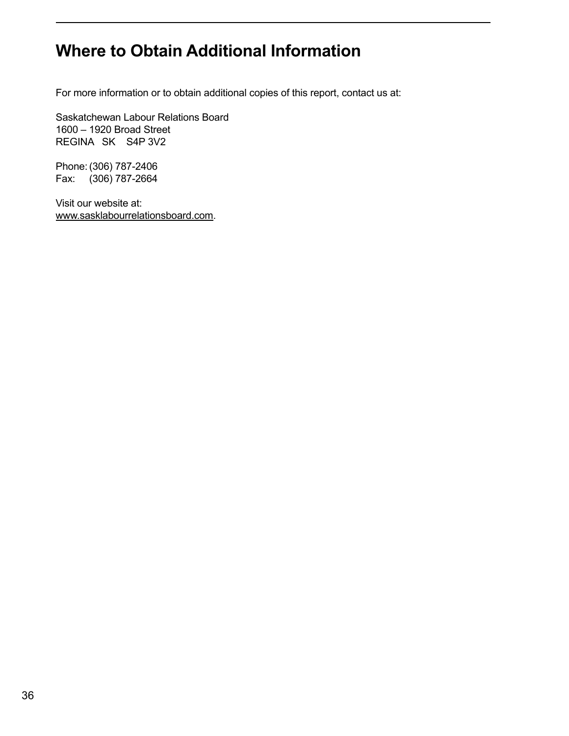# Where to Obtain Additional Information

For more information or to obtain additional copies of this report, contact us at:

Saskatchewan Labour Relations Board  
1600 – 1920 Broad Street  
REGINA SK S4P 3V2

Phone: (306) 787-2406  
Fax: (306) 787-2664

Visit our website at:  
www.sasklabourrelationsboard.com.